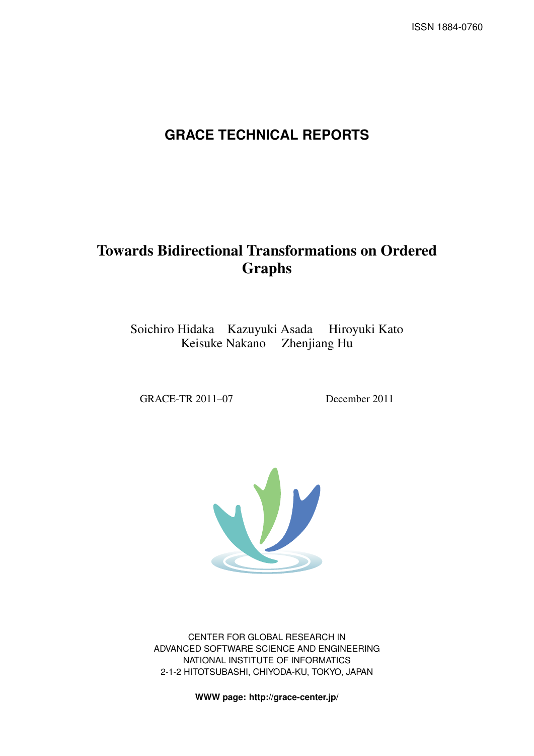ISSN 1884-0760

# GRACE TECHNICAL REPORTS

## Towards Bidirectional Transformations on Ordered Graphs

Soichiro Hidaka Kazuyuki Asada Hiroyuki Kato
Keisuke Nakano Zhenjiang Hu

GRACE-TR 2011–07 December 2011

CENTER FOR GLOBAL RESEARCH IN
ADVANCED SOFTWARE SCIENCE AND ENGINEERING
NATIONAL INSTITUTE OF INFORMATICS
2-1-2 HITOTSUBASHI, CHIYODA-KU, TOKYO, JAPAN

**WWW page: http://grace-center.jp/**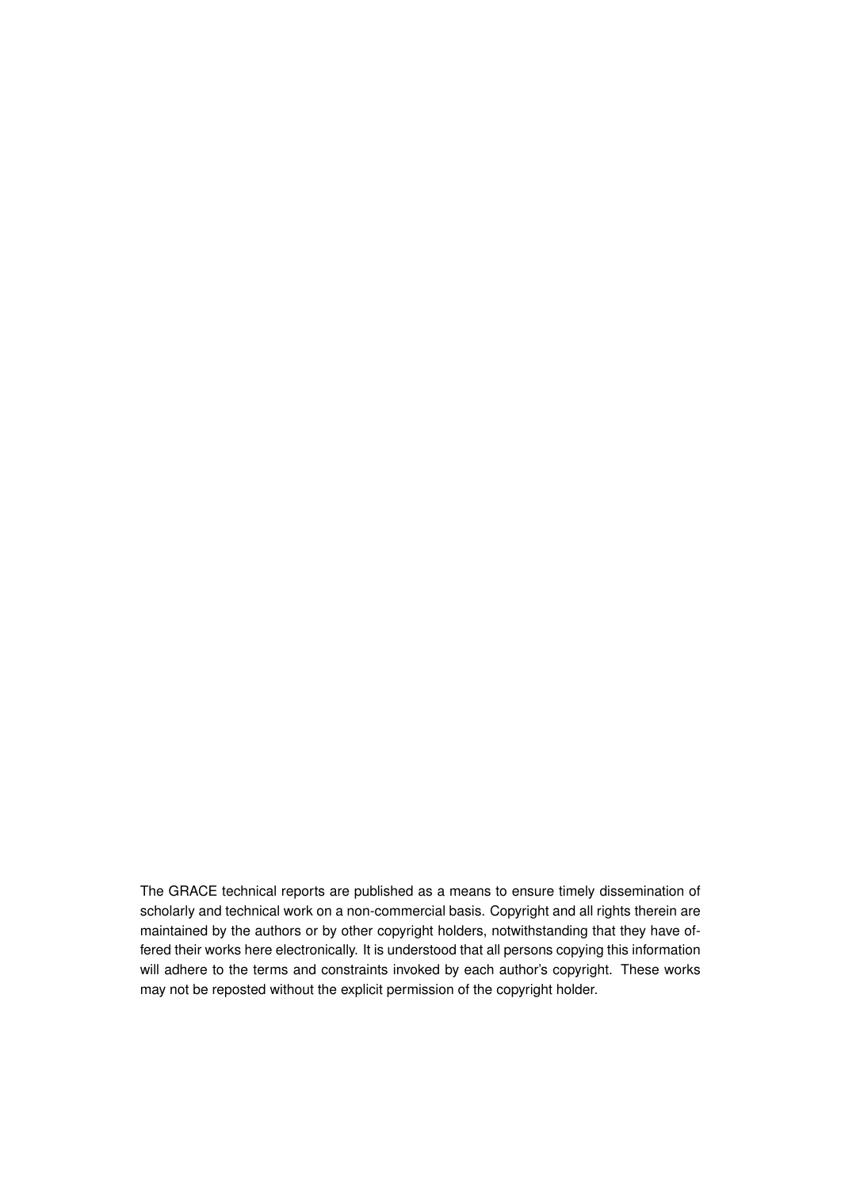The GRACE technical reports are published as a means to ensure timely dissemination of scholarly and technical work on a non-commercial basis. Copyright and all rights therein are maintained by the authors or by other copyright holders, notwithstanding that they have offered their works here electronically. It is understood that all persons copying this information will adhere to the terms and constraints invoked by each author's copyright. These works may not be reposted without the explicit permission of the copyright holder.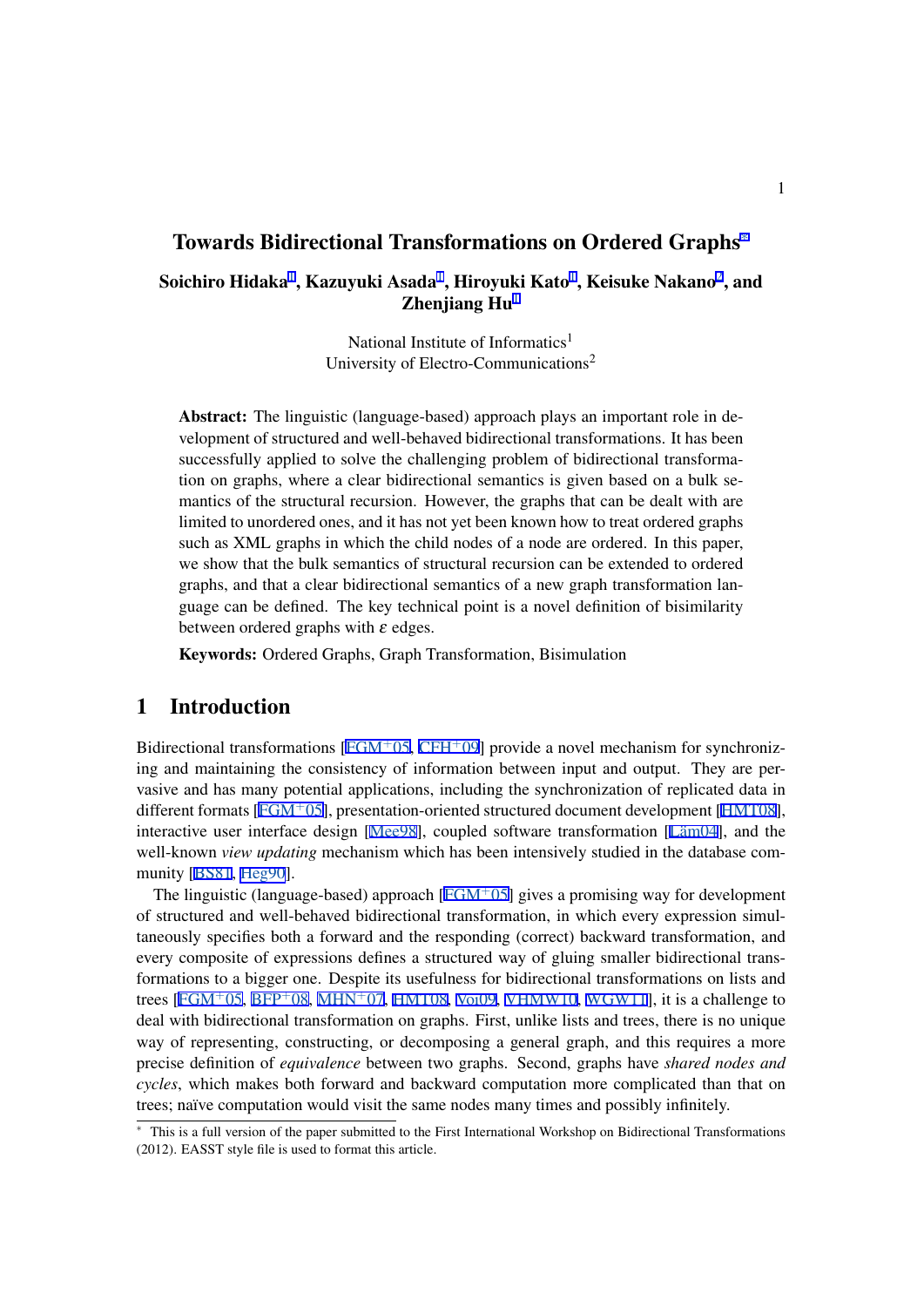# Towards Bidirectional Transformations on Ordered Graphs[*]

**Soichiro Hidaka[1], Kazuyuki Asada[1], Hiroyuki Kato[1], Keisuke Nakano[2], and Zhenjiang Hu[1]**

National Institute of Informatics[1]
University of Electro-Communications[2]

**Abstract:** The linguistic (language-based) approach plays an important role in development of structured and well-behaved bidirectional transformations. It has been successfully applied to solve the challenging problem of bidirectional transformation on graphs, where a clear bidirectional semantics is given based on a bulk semantics of the structural recursion. However, the graphs that can be dealt with are limited to unordered ones, and it has not yet been known how to treat ordered graphs such as XML graphs in which the child nodes of a node are ordered. In this paper, we show that the bulk semantics of structural recursion can be extended to ordered graphs, and that a clear bidirectional semantics of a new graph transformation language can be defined. The key technical point is a novel definition of bisimilarity between ordered graphs with $\varepsilon$ edges.

**Keywords:** Ordered Graphs, Graph Transformation, Bisimulation

## 1 Introduction

Bidirectional transformations [FGM+05, CFH+09] provide a novel mechanism for synchronizing and maintaining the consistency of information between input and output. They are pervasive and has many potential applications, including the synchronization of replicated data in different formats [FGM+05], presentation-oriented structured document development [HMT08], interactive user interface design [Mee98], coupled software transformation [Läm04], and the well-known *view updating* mechanism which has been intensively studied in the database community [BS81, Heg90].

The linguistic (language-based) approach [FGM+05] gives a promising way for development of structured and well-behaved bidirectional transformation, in which every expression simultaneously specifies both a forward and the responding (correct) backward transformation, and every composite of expressions defines a structured way of gluing smaller bidirectional transformations to a bigger one. Despite its usefulness for bidirectional transformations on lists and trees [FGM+05, BFP+08, MHN+07, HMT08, Voi09, VHMW10, WGW11], it is a challenge to deal with bidirectional transformation on graphs. First, unlike lists and trees, there is no unique way of representing, constructing, or decomposing a general graph, and this requires a more precise definition of *equivalence* between two graphs. Second, graphs have *shared nodes and cycles*, which makes both forward and backward computation more complicated than that on trees; naïve computation would visit the same nodes many times and possibly infinitely.

[*] This is a full version of the paper submitted to the First International Workshop on Bidirectional Transformations (2012). EASST style file is used to format this article.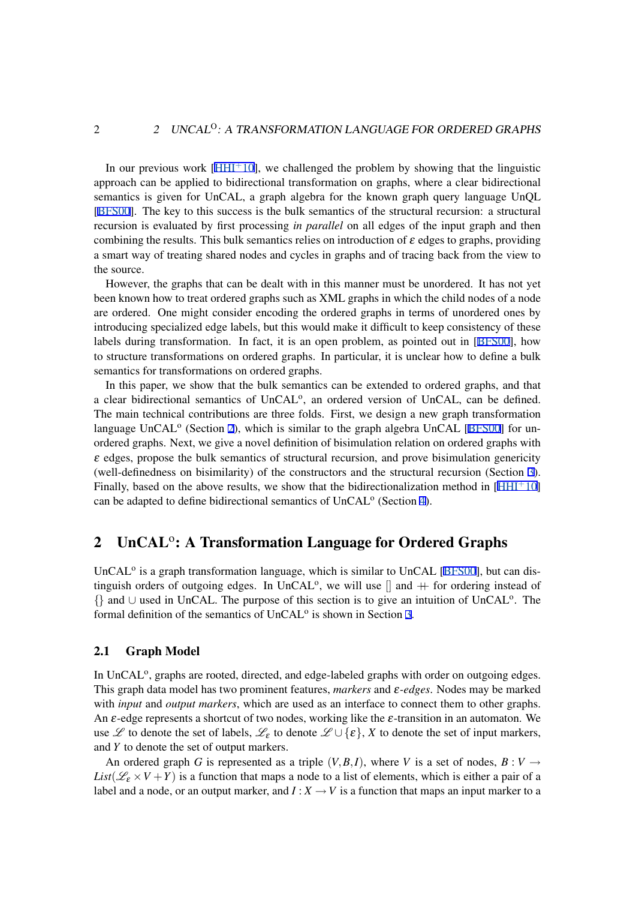In our previous work [HHI+10], we challenged the problem by showing that the linguistic approach can be applied to bidirectional transformation on graphs, where a clear bidirectional semantics is given for UnCAL, a graph algebra for the known graph query language UnQL [BFS00]. The key to this success is the bulk semantics of the structural recursion: a structural recursion is evaluated by first processing *in parallel* on all edges of the input graph and then combining the results. This bulk semantics relies on introduction of $\varepsilon$ edges to graphs, providing a smart way of treating shared nodes and cycles in graphs and of tracing back from the view to the source.

However, the graphs that can be dealt with in this manner must be unordered. It has not yet been known how to treat ordered graphs such as XML graphs in which the child nodes of a node are ordered. One might consider encoding the ordered graphs in terms of unordered ones by introducing specialized edge labels, but this would make it difficult to keep consistency of these labels during transformation. In fact, it is an open problem, as pointed out in [BFS00], how to structure transformations on ordered graphs. In particular, it is unclear how to define a bulk semantics for transformations on ordered graphs.

In this paper, we show that the bulk semantics can be extended to ordered graphs, and that a clear bidirectional semantics of UnCAL$^{\mathrm{o}}$, an ordered version of UnCAL, can be defined. The main technical contributions are three folds. First, we design a new graph transformation language UnCAL$^{\mathrm{o}}$ (Section 2), which is similar to the graph algebra UnCAL [BFS00] for unordered graphs. Next, we give a novel definition of bisimulation relation on ordered graphs with $\varepsilon$ edges, propose the bulk semantics of structural recursion, and prove bisimulation genericity (well-definedness on bisimilarity) of the constructors and the structural recursion (Section 3). Finally, based on the above results, we show that the bidirectionalization method in [HHI+10] can be adapted to define bidirectional semantics of UnCAL$^{\mathrm{o}}$ (Section 4).

## 2 UnCAL$^{\mathrm{o}}$: A Transformation Language for Ordered Graphs

UnCAL$^{\mathrm{o}}$ is a graph transformation language, which is similar to UnCAL [BFS00], but can distinguish orders of outgoing edges. In UnCAL$^{\mathrm{o}}$, we will use $[]$ and $++$ for ordering instead of $\{\}$ and $\cup$ used in UnCAL. The purpose of this section is to give an intuition of UnCAL$^{\mathrm{o}}$. The formal definition of the semantics of UnCAL$^{\mathrm{o}}$ is shown in Section 3.

### 2.1 Graph Model

In UnCAL$^{\mathrm{o}}$, graphs are rooted, directed, and edge-labeled graphs with order on outgoing edges. This graph data model has two prominent features, *markers* and *$\varepsilon$-edges*. Nodes may be marked with *input* and *output markers*, which are used as an interface to connect them to other graphs. An $\varepsilon$-edge represents a shortcut of two nodes, working like the $\varepsilon$-transition in an automaton. We use $\mathscr{L}$ to denote the set of labels, $\mathscr{L}_\varepsilon$ to denote $\mathscr{L} \cup \{\varepsilon\}$, $X$ to denote the set of input markers, and $Y$ to denote the set of output markers.

An ordered graph $G$ is represented as a triple $(V, B, I)$, where $V$ is a set of nodes, $B : V \to List(\mathscr{L}_\varepsilon \times V + Y)$ is a function that maps a node to a list of elements, which is either a pair of a label and a node, or an output marker, and $I : X \to V$ is a function that maps an input marker to a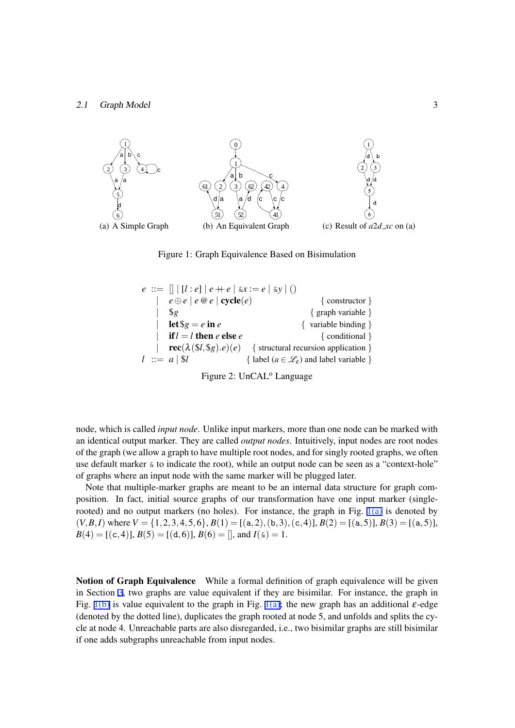(a) A Simple Graph

(b) An Equivalent Graph

(c) Result of $a2d\_xc$ on (a)

Figure 1: Graph Equivalence Based on Bisimulation

$$
\begin{array}{llr}
e & ::= \; [\,] \mid [l : e] \mid e +\!\!+ e \mid \&x := e \mid \&y \mid () & \\
 & \mid \; e \oplus e \mid e \,@\, e \mid \mathbf{cycle}(e) & \{\text{ constructor }\} \\
 & \mid \; \$g & \{\text{ graph variable }\} \\
 & \mid \; \mathbf{let}\, \$g = e \,\mathbf{in}\, e & \{\text{ variable binding }\} \\
 & \mid \; \mathbf{if}\, l = l \,\mathbf{then}\, e \,\mathbf{else}\, e & \{\text{ conditional }\} \\
 & \mid \; \mathbf{rec}(\lambda(\$l, \$g).e)(e) & \{\text{ structural recursion application }\} \\
l & ::= \; a \mid \$l & \{\text{ label } (a \in \mathcal{L}_\varepsilon) \text{ and label variable }\}
\end{array}
$$

Figure 2: UnCAL$^{\text{o}}$ Language

node, which is called *input node*. Unlike input markers, more than one node can be marked with an identical output marker. They are called *output nodes*. Intuitively, input nodes are root nodes of the graph (we allow a graph to have multiple root nodes, and for singly rooted graphs, we often use default marker & to indicate the root), while an output node can be seen as a "context-hole" of graphs where an input node with the same marker will be plugged later.

Note that multiple-marker graphs are meant to be an internal data structure for graph composition. In fact, initial source graphs of our transformation have one input marker (single-rooted) and no output markers (no holes). For instance, the graph in Fig. 1(a) is denoted by $(V,B,I)$ where $V = \{1,2,3,4,5,6\}$, $B(1) = [(\mathtt{a},2),(\mathtt{b},3),(\mathtt{c},4)]$, $B(2) = [(\mathtt{a},5)]$, $B(3) = [(\mathtt{a},5)]$, $B(4) = [(\mathtt{c},4)]$, $B(5) = [(\mathtt{d},6)]$, $B(6) = [\,]$, and $I(\&) = 1$.

**Notion of Graph Equivalence** While a formal definition of graph equivalence will be given in Section 3, two graphs are value equivalent if they are bisimilar. For instance, the graph in Fig. 1(b) is value equivalent to the graph in Fig. 1(a); the new graph has an additional $\varepsilon$-edge (denoted by the dotted line), duplicates the graph rooted at node 5, and unfolds and splits the cycle at node 4. Unreachable parts are also disregarded, i.e., two bisimilar graphs are still bisimilar if one adds subgraphs unreachable from input nodes.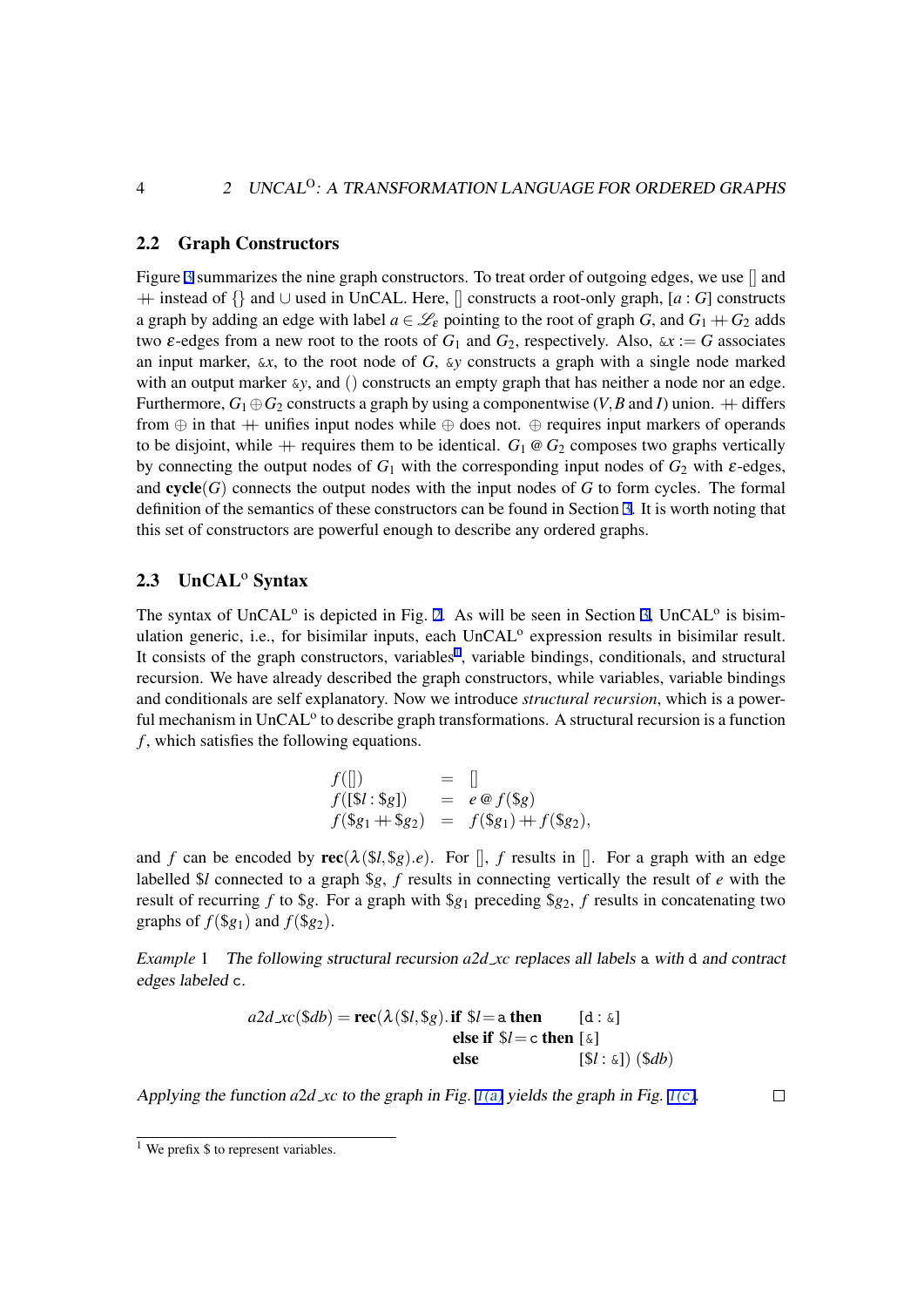### 2.2 Graph Constructors

Figure 3 summarizes the nine graph constructors. To treat order of outgoing edges, we use $[]$ and $+\!\!+$ instead of $\{\}$ and $\cup$ used in UnCAL. Here, $[]$ constructs a root-only graph, $[a : G]$ constructs a graph by adding an edge with label $a \in \mathcal{L}_\varepsilon$ pointing to the root of graph $G$, and $G_1 +\!\!+ G_2$ adds two $\varepsilon$-edges from a new root to the roots of $G_1$ and $G_2$, respectively. Also, $\&x := G$ associates an input marker, $\&x$, to the root node of $G$, $\&y$ constructs a graph with a single node marked with an output marker $\&y$, and $()$ constructs an empty graph that has neither a node nor an edge. Furthermore, $G_1 \oplus G_2$ constructs a graph by using a componentwise ($V, B$ and $I$) union. $+\!\!+$ differs from $\oplus$ in that $+\!\!+$ unifies input nodes while $\oplus$ does not. $\oplus$ requires input markers of operands to be disjoint, while $+\!\!+$ requires them to be identical. $G_1 \,@\, G_2$ composes two graphs vertically by connecting the output nodes of $G_1$ with the corresponding input nodes of $G_2$ with $\varepsilon$-edges, and $\mathbf{cycle}(G)$ connects the output nodes with the input nodes of $G$ to form cycles. The formal definition of the semantics of these constructors can be found in Section 3. It is worth noting that this set of constructors are powerful enough to describe any ordered graphs.

### 2.3 UnCAL$^\mathrm{o}$ Syntax

The syntax of UnCAL$^\mathrm{o}$ is depicted in Fig. 2. As will be seen in Section 3, UnCAL$^\mathrm{o}$ is bisimulation generic, i.e., for bisimilar inputs, each UnCAL$^\mathrm{o}$ expression results in bisimilar result. It consists of the graph constructors, variables[1], variable bindings, conditionals, and structural recursion. We have already described the graph constructors, while variables, variable bindings and conditionals are self explanatory. Now we introduce *structural recursion*, which is a powerful mechanism in UnCAL$^\mathrm{o}$ to describe graph transformations. A structural recursion is a function $f$, which satisfies the following equations.

$$
\begin{array}{lcl}
f([]) & = & [] \\
f([\$l : \$g]) & = & e \,@\, f(\$g) \\
f(\$g_1 +\!\!+ \$g_2) & = & f(\$g_1) +\!\!+ f(\$g_2),
\end{array}
$$

and $f$ can be encoded by $\mathbf{rec}(\lambda(\$l, \$g).e)$. For $[]$, $f$ results in $[]$. For a graph with an edge labelled $\$l$ connected to a graph $\$g$, $f$ results in connecting vertically the result of $e$ with the result of recurring $f$ to $\$g$. For a graph with $\$g_1$ preceding $\$g_2$, $f$ results in concatenating two graphs of $f(\$g_1)$ and $f(\$g_2)$.

*Example 1* *The following structural recursion a2d_xc replaces all labels* a *with* d *and contract edges labeled* c.

$$
\begin{array}{ll}
a2d\_xc(\$db) = \mathbf{rec}(\lambda(\$l, \$g).\, \mathbf{if}\ \$l = \mathtt{a}\ \mathbf{then} & [\mathtt{d} : \&] \\
\qquad\qquad\qquad\qquad\qquad\quad \mathbf{else\ if}\ \$l = \mathtt{c}\ \mathbf{then} & [\&] \\
\qquad\qquad\qquad\qquad\qquad\quad \mathbf{else} & [\$l : \&])\ (\$db)
\end{array}
$$

*Applying the function a2d_xc to the graph in Fig. 1(a) yields the graph in Fig. 1(c).* □

[1] We prefix \$ to represent variables.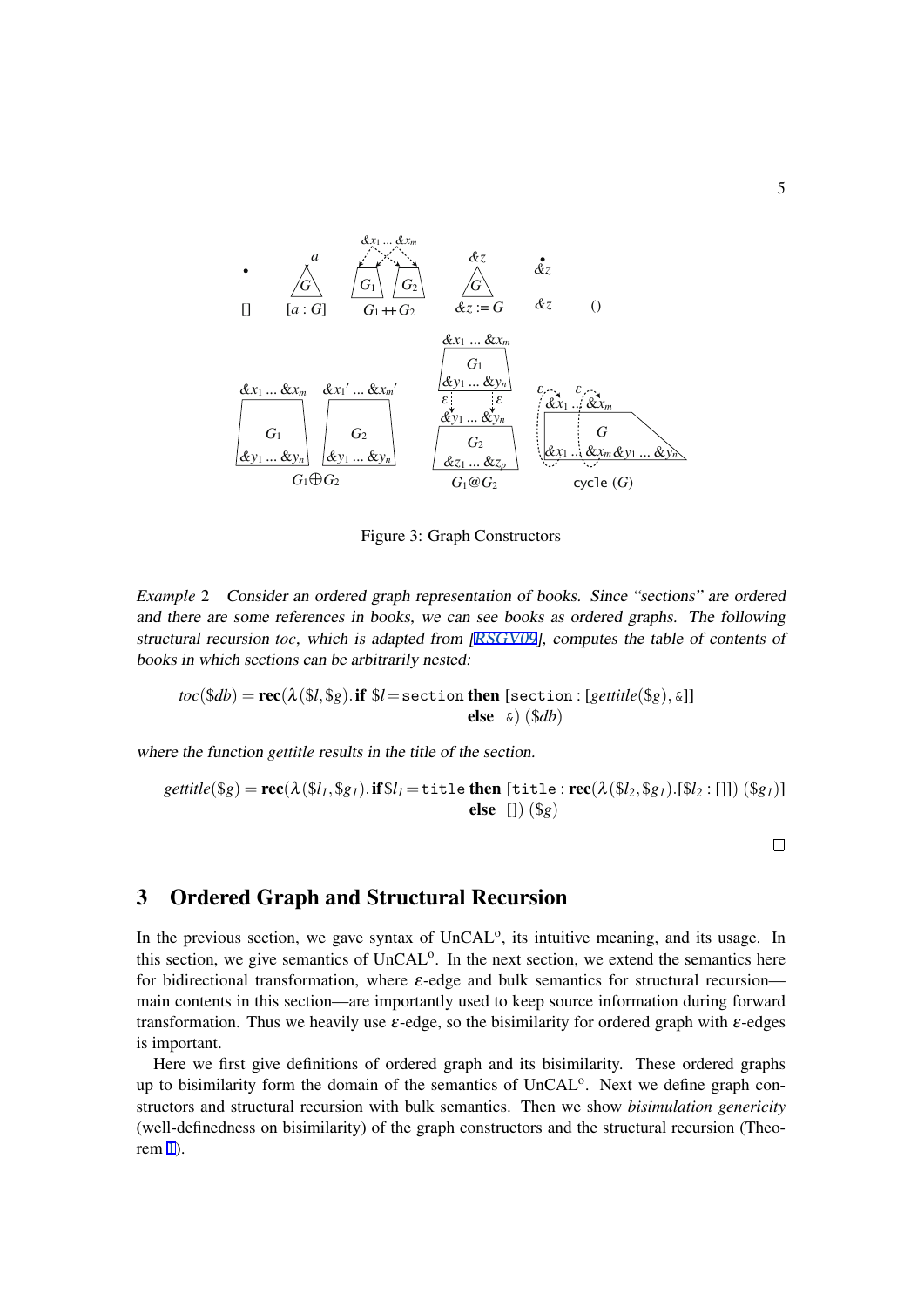Figure 3: Graph Constructors

*Example* 2   *Consider an ordered graph representation of books. Since "sections" are ordered and there are some references in books, we can see books as ordered graphs. The following structural recursion toc, which is adapted from [RSGV09], computes the table of contents of books in which sections can be arbitrarily nested:*

$$toc(\$db) = \mathbf{rec}(\lambda(\$l,\$g).\,\mathbf{if}\ \$l = \texttt{section}\ \mathbf{then}\ [\texttt{section} : [gettitle(\$g), \&]]\ \mathbf{else}\ \ \&)\ (\$db)$$

*where the function gettitle results in the title of the section.*

$$gettitle(\$g) = \mathbf{rec}(\lambda(\$l_I,\$g_I).\,\mathbf{if}\,\$l_I = \texttt{title}\ \mathbf{then}\ [\texttt{title} : \mathbf{rec}(\lambda(\$l_2,\$g_I).[\$l_2 : []])\ (\$g_I)]\ \mathbf{else}\ \ [])\ (\$g)$$

□

## 3 Ordered Graph and Structural Recursion

In the previous section, we gave syntax of UnCAL$^o$, its intuitive meaning, and its usage. In this section, we give semantics of UnCAL$^o$. In the next section, we extend the semantics here for bidirectional transformation, where $\varepsilon$-edge and bulk semantics for structural recursion—main contents in this section—are importantly used to keep source information during forward transformation. Thus we heavily use $\varepsilon$-edge, so the bisimilarity for ordered graph with $\varepsilon$-edges is important.

Here we first give definitions of ordered graph and its bisimilarity. These ordered graphs up to bisimilarity form the domain of the semantics of UnCAL$^o$. Next we define graph constructors and structural recursion with bulk semantics. Then we show *bisimulation genericity* (well-definedness on bisimilarity) of the graph constructors and the structural recursion (Theorem 1).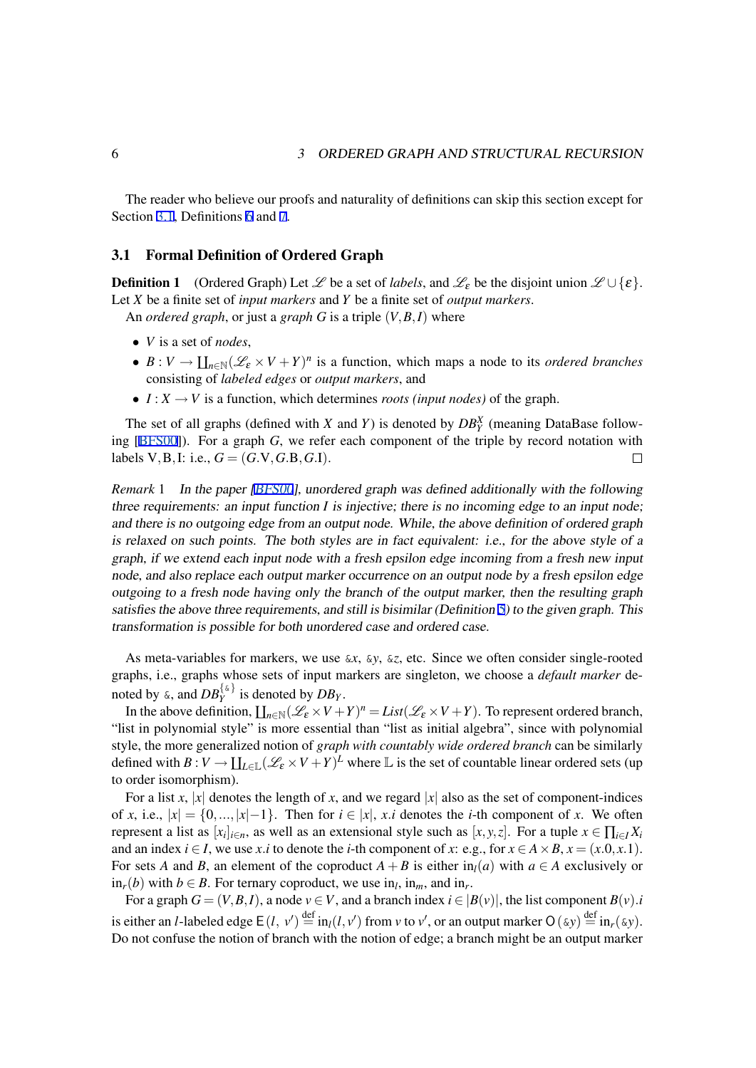The reader who believe our proofs and naturality of definitions can skip this section except for Section 3.1, Definitions 6 and 7.

### 3.1 Formal Definition of Ordered Graph

**Definition 1** (Ordered Graph) Let $\mathscr{L}$ be a set of *labels*, and $\mathscr{L}_\varepsilon$ be the disjoint union $\mathscr{L} \cup \{\varepsilon\}$. Let $X$ be a finite set of *input markers* and $Y$ be a finite set of *output markers*.

An *ordered graph*, or just a *graph* $G$ is a triple $(V, B, I)$ where

- $V$ is a set of *nodes*,
- $B : V \to \coprod_{n \in \mathbb{N}} (\mathscr{L}_\varepsilon \times V + Y)^n$ is a function, which maps a node to its *ordered branches* consisting of *labeled edges* or *output markers*, and
- $I : X \to V$ is a function, which determines *roots (input nodes)* of the graph.

The set of all graphs (defined with $X$ and $Y$) is denoted by $DB^X_Y$ (meaning DataBase following [BFS00]). For a graph $G$, we refer each component of the triple by record notation with labels V, B, I: i.e., $G = (G.\mathrm{V}, G.\mathrm{B}, G.\mathrm{I})$. □

*Remark* 1 *In the paper [BFS00], unordered graph was defined additionally with the following three requirements: an input function I is injective; there is no incoming edge to an input node; and there is no outgoing edge from an output node. While, the above definition of ordered graph is relaxed on such points. The both styles are in fact equivalent: i.e., for the above style of a graph, if we extend each input node with a fresh epsilon edge incoming from a fresh new input node, and also replace each output marker occurrence on an output node by a fresh epsilon edge outgoing to a fresh node having only the branch of the output marker, then the resulting graph satisfies the above three requirements, and still is bisimilar (Definition 5) to the given graph. This transformation is possible for both unordered case and ordered case.*

As meta-variables for markers, we use $\&x$, $\&y$, $\&z$, etc. Since we often consider single-rooted graphs, i.e., graphs whose sets of input markers are singleton, we choose a *default marker* denoted by $\&$, and $DB^{\{\&\}}_Y$ is denoted by $DB_Y$.

In the above definition, $\coprod_{n \in \mathbb{N}} (\mathscr{L}_\varepsilon \times V + Y)^n = List(\mathscr{L}_\varepsilon \times V + Y)$. To represent ordered branch, "list in polynomial style" is more essential than "list as initial algebra", since with polynomial style, the more generalized notion of *graph with countably wide ordered branch* can be similarly defined with $B : V \to \coprod_{L \in \mathbb{L}} (\mathscr{L}_\varepsilon \times V + Y)^L$ where $\mathbb{L}$ is the set of countable linear ordered sets (up to order isomorphism).

For a list $x$, $|x|$ denotes the length of $x$, and we regard $|x|$ also as the set of component-indices of $x$, i.e., $|x| = \{0, \ldots, |x| - 1\}$. Then for $i \in |x|$, $x.i$ denotes the $i$-th component of $x$. We often represent a list as $[x_i]_{i \in n}$, as well as an extensional style such as $[x, y, z]$. For a tuple $x \in \prod_{i \in I} X_i$ and an index $i \in I$, we use $x.i$ to denote the $i$-th component of $x$: e.g., for $x \in A \times B$, $x = (x.0, x.1)$. For sets $A$ and $B$, an element of the coproduct $A + B$ is either $\mathrm{in}_l(a)$ with $a \in A$ exclusively or $\mathrm{in}_r(b)$ with $b \in B$. For ternary coproduct, we use $\mathrm{in}_l$, $\mathrm{in}_m$, and $\mathrm{in}_r$.

For a graph $G = (V, B, I)$, a node $v \in V$, and a branch index $i \in |B(v)|$, the list component $B(v).i$ is either an $l$-labeled edge $\mathsf{E}(l,\ v') \stackrel{\text{def}}{=} \mathrm{in}_l(l, v')$ from $v$ to $v'$, or an output marker $\mathsf{O}(\&y) \stackrel{\text{def}}{=} \mathrm{in}_r(\&y)$. Do not confuse the notion of branch with the notion of edge; a branch might be an output marker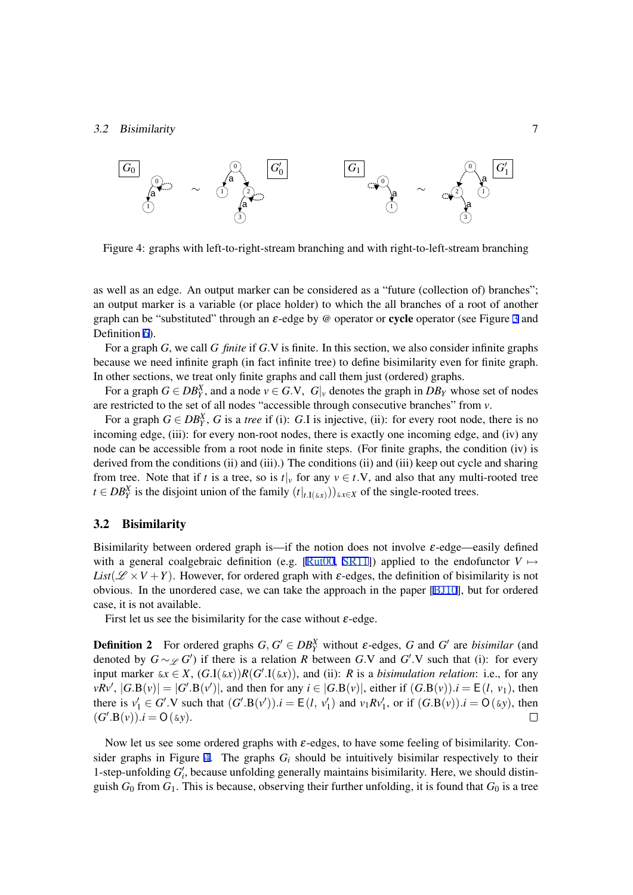Figure 4: graphs with left-to-right-stream branching and with right-to-left-stream branching

as well as an edge. An output marker can be considered as a "future (collection of) branches"; an output marker is a variable (or place holder) to which the all branches of a root of another graph can be "substituted" through an $\varepsilon$-edge by @ operator or **cycle** operator (see Figure 3 and Definition 6).

For a graph $G$, we call $G$ *finite* if $G$.V is finite. In this section, we also consider infinite graphs because we need infinite graph (in fact infinite tree) to define bisimilarity even for finite graph. In other sections, we treat only finite graphs and call them just (ordered) graphs.

For a graph $G \in DB_Y^X$, and a node $v \in G$.V, $G|_v$ denotes the graph in $DB_Y$ whose set of nodes are restricted to the set of all nodes "accessible through consecutive branches" from $v$.

For a graph $G \in DB_Y^X$, $G$ is a *tree* if (i): $G$.I is injective, (ii): for every root node, there is no incoming edge, (iii): for every non-root nodes, there is exactly one incoming edge, and (iv) any node can be accessible from a root node in finite steps. (For finite graphs, the condition (iv) is derived from the conditions (ii) and (iii).) The conditions (ii) and (iii) keep out cycle and sharing from tree. Note that if $t$ is a tree, so is $t|_v$ for any $v \in t$.V, and also that any multi-rooted tree $t \in DB_Y^X$ is the disjoint union of the family $(t|_{t.\mathrm{I}(\&x)})_{\&x \in X}$ of the single-rooted trees.

## 3.2 Bisimilarity

Bisimilarity between ordered graph is—if the notion does not involve $\varepsilon$-edge—easily defined with a general coalgebraic definition (e.g. [Rut00, SR11]) applied to the endofunctor $V \mapsto List(\mathscr{L} \times V + Y)$. However, for ordered graph with $\varepsilon$-edges, the definition of bisimilarity is not obvious. In the unordered case, we can take the approach in the paper [BJ10], but for ordered case, it is not available.

First let us see the bisimilarity for the case without $\varepsilon$-edge.

**Definition 2** For ordered graphs $G, G' \in DB_Y^X$ without $\varepsilon$-edges, $G$ and $G'$ are *bisimilar* (and denoted by $G \sim_{\mathscr{L}} G'$) if there is a relation $R$ between $G$.V and $G'$.V such that (i): for every input marker $\&x \in X$, $(G.\mathrm{I}(\&x))R(G'.\mathrm{I}(\&x))$, and (ii): $R$ is a *bisimulation relation*: i.e., for any $vRv'$, $|G.\mathrm{B}(v)| = |G'.\mathrm{B}(v')|$, and then for any $i \in |G.\mathrm{B}(v)|$, either if $(G.\mathrm{B}(v)).i = \mathsf{E}(l,\ v_1)$, then there is $v_1' \in G'$.V such that $(G'.\mathrm{B}(v')).i = \mathsf{E}(l,\ v_1')$ and $v_1 R v_1'$, or if $(G.\mathrm{B}(v)).i = \mathsf{O}(\&y)$, then $(G'.\mathrm{B}(v)).i = \mathsf{O}(\&y)$. □

Now let us see some ordered graphs with $\varepsilon$-edges, to have some feeling of bisimilarity. Consider graphs in Figure 4. The graphs $G_i$ should be intuitively bisimilar respectively to their 1-step-unfolding $G_i'$, because unfolding generally maintains bisimilarity. Here, we should distinguish $G_0$ from $G_1$. This is because, observing their further unfolding, it is found that $G_0$ is a tree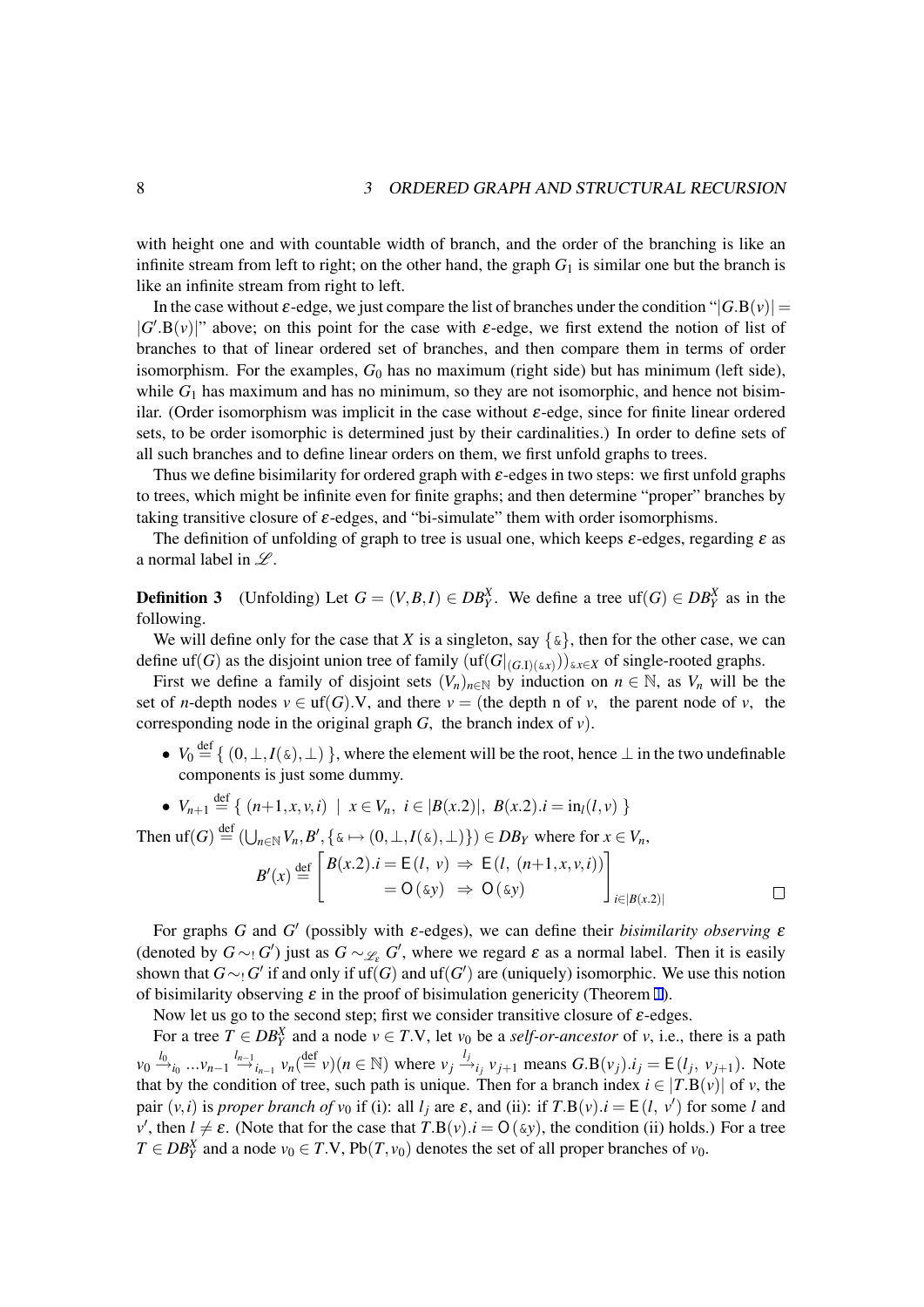with height one and with countable width of branch, and the order of the branching is like an infinite stream from left to right; on the other hand, the graph $G_1$ is similar one but the branch is like an infinite stream from right to left.

In the case without $\varepsilon$-edge, we just compare the list of branches under the condition "$|G.\mathrm{B}(v)| = |G'.\mathrm{B}(v)|$" above; on this point for the case with $\varepsilon$-edge, we first extend the notion of list of branches to that of linear ordered set of branches, and then compare them in terms of order isomorphism. For the examples, $G_0$ has no maximum (right side) but has minimum (left side), while $G_1$ has maximum and has no minimum, so they are not isomorphic, and hence not bisimilar. (Order isomorphism was implicit in the case without $\varepsilon$-edge, since for finite linear ordered sets, to be order isomorphic is determined just by their cardinalities.) In order to define sets of all such branches and to define linear orders on them, we first unfold graphs to trees.

Thus we define bisimilarity for ordered graph with $\varepsilon$-edges in two steps: we first unfold graphs to trees, which might be infinite even for finite graphs; and then determine "proper" branches by taking transitive closure of $\varepsilon$-edges, and "bi-simulate" them with order isomorphisms.

The definition of unfolding of graph to tree is usual one, which keeps $\varepsilon$-edges, regarding $\varepsilon$ as a normal label in $\mathscr{L}$.

**Definition 3** (Unfolding) Let $G = (V, B, I) \in DB_Y^X$. We define a tree $\mathrm{uf}(G) \in DB_Y^X$ as in the following.

We will define only for the case that $X$ is a singleton, say $\{\&\}$, then for the other case, we can define $\mathrm{uf}(G)$ as the disjoint union tree of family $(\mathrm{uf}(G|_{(G.\mathrm{I})(\&x)}))_{\&x \in X}$ of single-rooted graphs.

First we define a family of disjoint sets $(V_n)_{n \in \mathbb{N}}$ by induction on $n \in \mathbb{N}$, as $V_n$ will be the set of $n$-depth nodes $v \in \mathrm{uf}(G).\mathrm{V}$, and there $v =$ (the depth n of $v$, the parent node of $v$, the corresponding node in the original graph $G$, the branch index of $v$).

- $V_0 \stackrel{\text{def}}{=} \{ (0, \perp, I(\&), \perp) \}$, where the element will be the root, hence $\perp$ in the two undefinable components is just some dummy.
- $V_{n+1} \stackrel{\text{def}}{=} \{ (n+1, x, v, i) \mid x \in V_n,\ i \in |B(x.2)|,\ B(x.2).i = \mathrm{in}_l(l, v) \}$

Then $\mathrm{uf}(G) \stackrel{\text{def}}{=} (\bigcup_{n \in \mathbb{N}} V_n, B', \{\& \mapsto (0, \perp, I(\&), \perp)\}) \in DB_Y$ where for $x \in V_n$,

$$B'(x) \stackrel{\text{def}}{=} \begin{bmatrix} B(x.2).i = \mathsf{E}(l,\ v) \ \Rightarrow\ \mathsf{E}(l,\ (n+1, x, v, i)) \\ = \mathsf{O}(\&y) \ \Rightarrow\ \mathsf{O}(\&y) \end{bmatrix}_{i \in |B(x.2)|}$$

□

For graphs $G$ and $G'$ (possibly with $\varepsilon$-edges), we can define their *bisimilarity observing* $\varepsilon$ (denoted by $G \sim_! G'$) just as $G \sim_{\mathscr{L}_\varepsilon} G'$, where we regard $\varepsilon$ as a normal label. Then it is easily shown that $G \sim_! G'$ if and only if $\mathrm{uf}(G)$ and $\mathrm{uf}(G')$ are (uniquely) isomorphic. We use this notion of bisimilarity observing $\varepsilon$ in the proof of bisimulation genericity (Theorem 1).

Now let us go to the second step; first we consider transitive closure of $\varepsilon$-edges.

For a tree $T \in DB_Y^X$ and a node $v \in T.\mathrm{V}$, let $v_0$ be a *self-or-ancestor* of $v$, i.e., there is a path $v_0 \xrightarrow{l_0}_{i_0} \dots v_{n-1} \xrightarrow{l_{n-1}}_{i_{n-1}} v_n (\stackrel{\text{def}}{=} v)(n \in \mathbb{N})$ where $v_j \xrightarrow{l_j}_{i_j} v_{j+1}$ means $G.\mathrm{B}(v_j).i_j = \mathsf{E}(l_j,\ v_{j+1})$. Note that by the condition of tree, such path is unique. Then for a branch index $i \in |T.\mathrm{B}(v)|$ of $v$, the pair $(v, i)$ is *proper branch of* $v_0$ if (i): all $l_j$ are $\varepsilon$, and (ii): if $T.\mathrm{B}(v).i = \mathsf{E}(l,\ v')$ for some $l$ and $v'$, then $l \neq \varepsilon$. (Note that for the case that $T.\mathrm{B}(v).i = \mathsf{O}(\&y)$, the condition (ii) holds.) For a tree $T \in DB_Y^X$ and a node $v_0 \in T.\mathrm{V}$, $\mathrm{Pb}(T, v_0)$ denotes the set of all proper branches of $v_0$.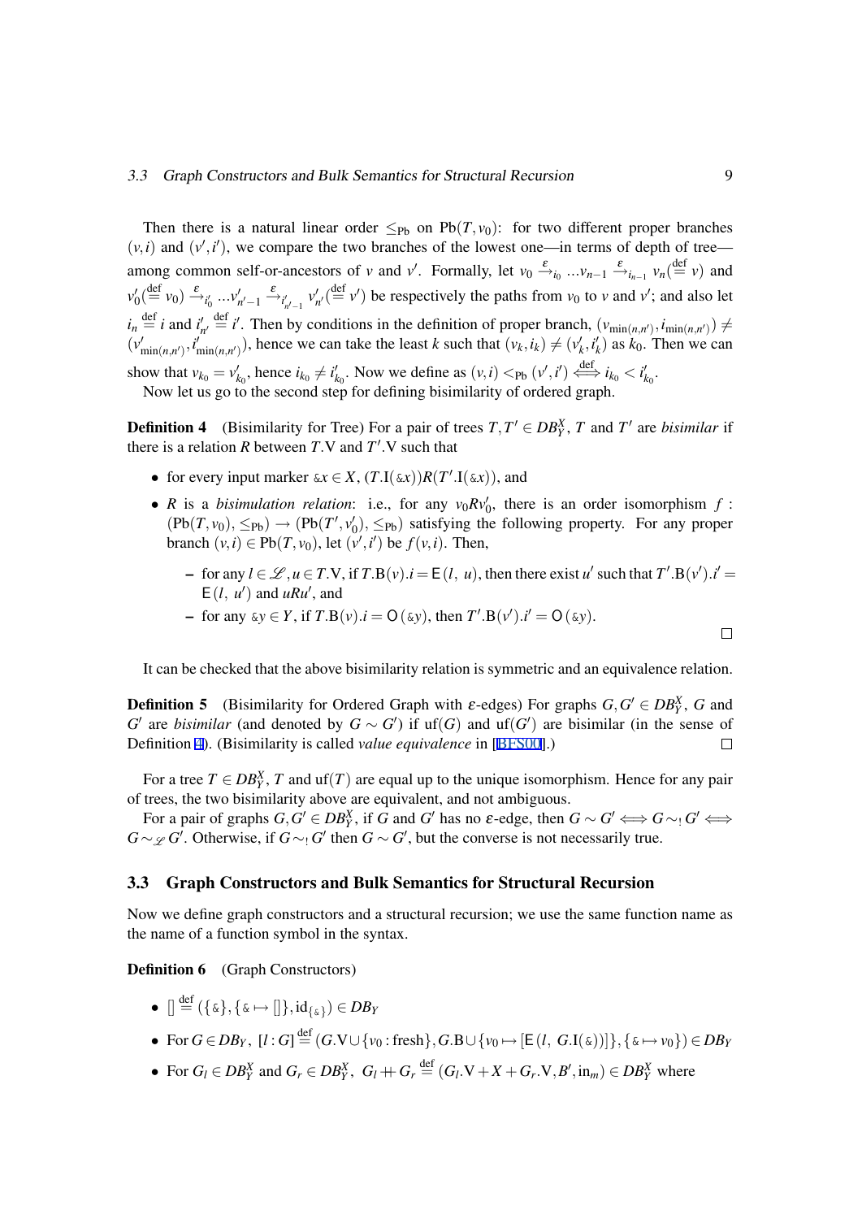Then there is a natural linear order $\leq_{\text{Pb}}$ on $\text{Pb}(T, v_0)$: for two different proper branches $(v,i)$ and $(v',i')$, we compare the two branches of the lowest one—in terms of depth of tree—among common self-or-ancestors of $v$ and $v'$. Formally, let $v_0 \xrightarrow{\varepsilon}_{i_0} \ldots v_{n-1} \xrightarrow{\varepsilon}_{i_{n-1}} v_n (\stackrel{\text{def}}{=} v)$ and $v'_0 (\stackrel{\text{def}}{=} v_0) \xrightarrow{\varepsilon}_{i'_0} \ldots v'_{n'-1} \xrightarrow{\varepsilon}_{i'_{n'-1}} v'_{n'} (\stackrel{\text{def}}{=} v')$ be respectively the paths from $v_0$ to $v$ and $v'$; and also let $i_n \stackrel{\text{def}}{=} i$ and $i'_{n'} \stackrel{\text{def}}{=} i'$. Then by conditions in the definition of proper branch, $(v_{\min(n,n')}, i_{\min(n,n')}) \neq (v'_{\min(n,n')}, i'_{\min(n,n')})$, hence we can take the least $k$ such that $(v_k, i_k) \neq (v'_k, i'_k)$ as $k_0$. Then we can show that $v_{k_0} = v'_{k_0}$, hence $i_{k_0} \neq i'_{k_0}$. Now we define as $(v,i) <_{\text{Pb}} (v',i') \stackrel{\text{def}}{\iff} i_{k_0} < i'_{k_0}$.

Now let us go to the second step for defining bisimilarity of ordered graph.

**Definition 4** (Bisimilarity for Tree) For a pair of trees $T, T' \in DB_Y^X$, $T$ and $T'$ are *bisimilar* if there is a relation $R$ between $T.\text{V}$ and $T'.\text{V}$ such that

- for every input marker $\&x \in X$, $(T.\text{I}(\&x))R(T'.\text{I}(\&x))$, and
- $R$ is a *bisimulation relation*: i.e., for any $v_0 R v'_0$, there is an order isomorphism $f : (\text{Pb}(T, v_0), \leq_{\text{Pb}}) \to (\text{Pb}(T', v'_0), \leq_{\text{Pb}})$ satisfying the following property. For any proper branch $(v,i) \in \text{Pb}(T, v_0)$, let $(v',i')$ be $f(v,i)$. Then,
  - for any $l \in \mathscr{L}, u \in T.\text{V}$, if $T.\text{B}(v).i = \mathsf{E}(l,\ u)$, then there exist $u'$ such that $T'.\text{B}(v').i' = \mathsf{E}(l,\ u')$ and $uRu'$, and
  - for any $\&y \in Y$, if $T.\text{B}(v).i = \mathsf{O}(\&y)$, then $T'.\text{B}(v').i' = \mathsf{O}(\&y)$.

□

It can be checked that the above bisimilarity relation is symmetric and an equivalence relation.

**Definition 5** (Bisimilarity for Ordered Graph with $\varepsilon$-edges) For graphs $G, G' \in DB_Y^X$, $G$ and $G'$ are *bisimilar* (and denoted by $G \sim G'$) if $\text{uf}(G)$ and $\text{uf}(G')$ are bisimilar (in the sense of Definition 4). (Bisimilarity is called *value equivalence* in [BFS00].) □

For a tree $T \in DB_Y^X$, $T$ and $\text{uf}(T)$ are equal up to the unique isomorphism. Hence for any pair of trees, the two bisimilarity above are equivalent, and not ambiguous.

For a pair of graphs $G, G' \in DB_Y^X$, if $G$ and $G'$ has no $\varepsilon$-edge, then $G \sim G' \iff G \sim_! G' \iff G \sim_{\mathscr{L}} G'$. Otherwise, if $G \sim_! G'$ then $G \sim G'$, but the converse is not necessarily true.

## 3.3 Graph Constructors and Bulk Semantics for Structural Recursion

Now we define graph constructors and a structural recursion; we use the same function name as the name of a function symbol in the syntax.

**Definition 6** (Graph Constructors)

- $[] \stackrel{\text{def}}{=} (\{\&\}, \{\& \mapsto []\}, \text{id}_{\{\&\}}) \in DB_Y$
- For $G \in DB_Y$, $[l : G] \stackrel{\text{def}}{=} (G.\text{V} \cup \{v_0 : \text{fresh}\}, G.\text{B} \cup \{v_0 \mapsto [\mathsf{E}(l,\ G.\text{I}(\&))]\}, \{\& \mapsto v_0\}) \in DB_Y$
- For $G_l \in DB_Y^X$ and $G_r \in DB_Y^X$, $G_l +\!\!+ G_r \stackrel{\text{def}}{=} (G_l.\text{V} + X + G_r.\text{V}, B', \text{in}_m) \in DB_Y^X$ where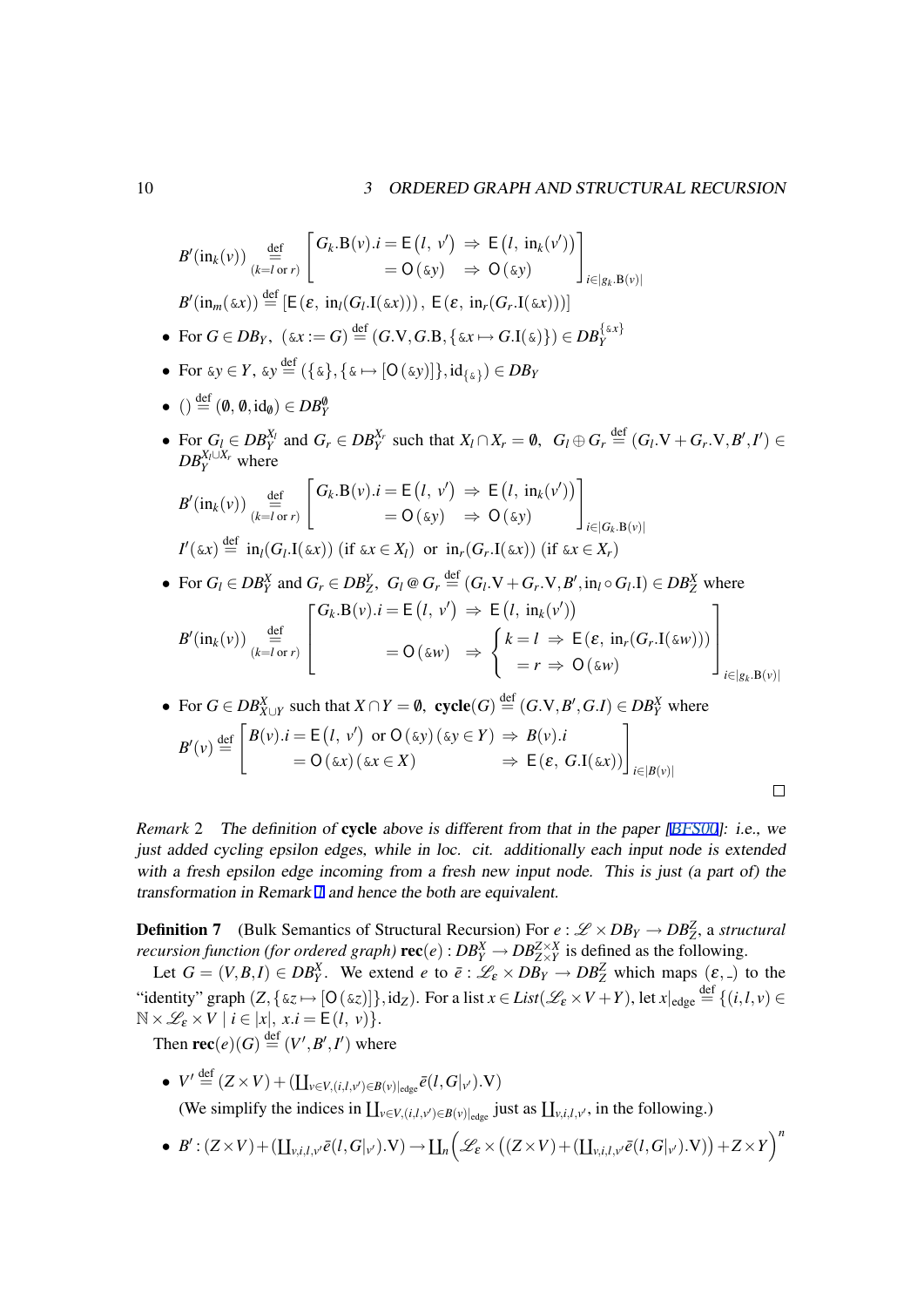$$B'(\mathrm{in}_k(v)) \underset{(k=l \text{ or } r)}{\stackrel{\text{def}}{=}} \left[ \begin{array}{ll} G_k.\mathrm{B}(v).i = \mathsf{E}\left(l,\ v'\right) & \Rightarrow\ \mathsf{E}\left(l,\ \mathrm{in}_k(v')\right) \\ \phantom{G_k.\mathrm{B}(v).i} = \mathsf{O}\left(\&y\right) & \Rightarrow\ \mathsf{O}\left(\&y\right) \end{array} \right]_{i \in |g_k.\mathrm{B}(v)|}$$

$$B'(\mathrm{in}_m(\&x)) \stackrel{\text{def}}{=} [\mathsf{E}\left(\varepsilon,\ \mathrm{in}_l(G_l.\mathrm{I}(\&x))\right),\ \mathsf{E}\left(\varepsilon,\ \mathrm{in}_r(G_r.\mathrm{I}(\&x))\right)]$$

- For $G \in DB_Y$, $(\&x := G) \stackrel{\text{def}}{=} (G.\mathrm{V}, G.\mathrm{B}, \{\&x \mapsto G.\mathrm{I}(\&)\}) \in DB_Y^{\{\&x\}}$
- For $\&y \in Y$, $\&y \stackrel{\text{def}}{=} (\{\&\}, \{\& \mapsto [\mathsf{O}\left(\&y\right)]\}, \mathrm{id}_{\{\&\}}) \in DB_Y$
- $() \stackrel{\text{def}}{=} (\emptyset, \emptyset, \mathrm{id}_\emptyset) \in DB_Y^\emptyset$
- For $G_l \in DB_Y^{X_l}$ and $G_r \in DB_Y^{X_r}$ such that $X_l \cap X_r = \emptyset$, $G_l \oplus G_r \stackrel{\text{def}}{=} (G_l.\mathrm{V} + G_r.\mathrm{V}, B', I') \in DB_Y^{X_l \cup X_r}$ where

$$B'(\mathrm{in}_k(v)) \underset{(k=l \text{ or } r)}{\stackrel{\text{def}}{=}} \left[ \begin{array}{ll} G_k.\mathrm{B}(v).i = \mathsf{E}\left(l,\ v'\right) & \Rightarrow\ \mathsf{E}\left(l,\ \mathrm{in}_k(v')\right) \\ \phantom{G_k.\mathrm{B}(v).i} = \mathsf{O}\left(\&y\right) & \Rightarrow\ \mathsf{O}\left(\&y\right) \end{array} \right]_{i \in |G_k.\mathrm{B}(v)|}$$

$$I'(\&x) \stackrel{\text{def}}{=} \mathrm{in}_l(G_l.\mathrm{I}(\&x)) \text{ (if } \&x \in X_l) \ \text{ or } \ \mathrm{in}_r(G_r.\mathrm{I}(\&x)) \text{ (if } \&x \in X_r)$$

- For $G_l \in DB_Y^X$ and $G_r \in DB_Z^Y$, $G_l \mathbin{@} G_r \stackrel{\text{def}}{=} (G_l.\mathrm{V} + G_r.\mathrm{V}, B', \mathrm{in}_l \circ G_l.\mathrm{I}) \in DB_Z^X$ where

$$B'(\mathrm{in}_k(v)) \underset{(k=l \text{ or } r)}{\stackrel{\text{def}}{=}} \left[ \begin{array}{ll} G_k.\mathrm{B}(v).i = \mathsf{E}\left(l,\ v'\right) & \Rightarrow\ \mathsf{E}\left(l,\ \mathrm{in}_k(v')\right) \\ \phantom{G_k.\mathrm{B}(v).i} = \mathsf{O}\left(\&w\right) & \Rightarrow\ \begin{cases} k = l \ \Rightarrow\ \mathsf{E}\left(\varepsilon,\ \mathrm{in}_r(G_r.\mathrm{I}(\&w))\right) \\ \phantom{k} = r \ \Rightarrow\ \mathsf{O}\left(\&w\right) \end{cases} \end{array} \right]_{i \in |g_k.\mathrm{B}(v)|}$$

- For $G \in DB_{X \cup Y}^X$ such that $X \cap Y = \emptyset$, $\mathbf{cycle}(G) \stackrel{\text{def}}{=} (G.\mathrm{V}, B', G.I) \in DB_Y^X$ where

$$B'(v) \stackrel{\text{def}}{=} \left[ \begin{array}{ll} B(v).i = \mathsf{E}\left(l,\ v'\right) \text{ or } \mathsf{O}\left(\&y\right) (\&y \in Y) & \Rightarrow\ B(v).i \\ \phantom{B(v).i} = \mathsf{O}\left(\&x\right) (\&x \in X) & \Rightarrow\ \mathsf{E}\left(\varepsilon,\ G.\mathrm{I}(\&x)\right) \end{array} \right]_{i \in |B(v)|}$$

□

*Remark 2* *The definition of* **cycle** *above is different from that in the paper [BFS00]: i.e., we just added cycling epsilon edges, while in loc. cit. additionally each input node is extended with a fresh epsilon edge incoming from a fresh new input node. This is just (a part of) the transformation in Remark 1 and hence the both are equivalent.*

**Definition 7** (Bulk Semantics of Structural Recursion) For $e : \mathscr{L} \times DB_Y \to DB_Z^Z$, a *structural recursion function (for ordered graph)* $\mathbf{rec}(e) : DB_Y^X \to DB_{Z \times Y}^{Z \times X}$ is defined as the following.

Let $G = (V, B, I) \in DB_Y^X$. We extend $e$ to $\bar{e} : \mathscr{L}_\varepsilon \times DB_Y \to DB_Z^Z$ which maps $(\varepsilon, \_)$ to the "identity" graph $(Z, \{\&z \mapsto [\mathsf{O}\left(\&z\right)]\}, \mathrm{id}_Z)$. For a list $x \in List(\mathscr{L}_\varepsilon \times V + Y)$, let $x|_{\text{edge}} \stackrel{\text{def}}{=} \{(i, l, v) \in \mathbb{N} \times \mathscr{L}_\varepsilon \times V \mid i \in |x|,\ x.i = \mathsf{E}\left(l,\ v\right)\}$.

Then $\mathbf{rec}(e)(G) \stackrel{\text{def}}{=} (V', B', I')$ where

- $V' \stackrel{\text{def}}{=} (Z \times V) + (\coprod_{v \in V, (i,l,v') \in B(v)|_{\text{edge}}} \bar{e}(l, G|_{v'}).\mathrm{V})$
  (We simplify the indices in $\coprod_{v \in V, (i,l,v') \in B(v)|_{\text{edge}}}$ just as $\coprod_{v,i,l,v'}$, in the following.)
- $B' : (Z \times V) + (\coprod_{v,i,l,v'} \bar{e}(l, G|_{v'}).\mathrm{V}) \to \coprod_n \Big(\mathscr{L}_\varepsilon \times \big((Z \times V) + (\coprod_{v,i,l,v'} \bar{e}(l, G|_{v'}).\mathrm{V})\big) + Z \times Y\Big)^n$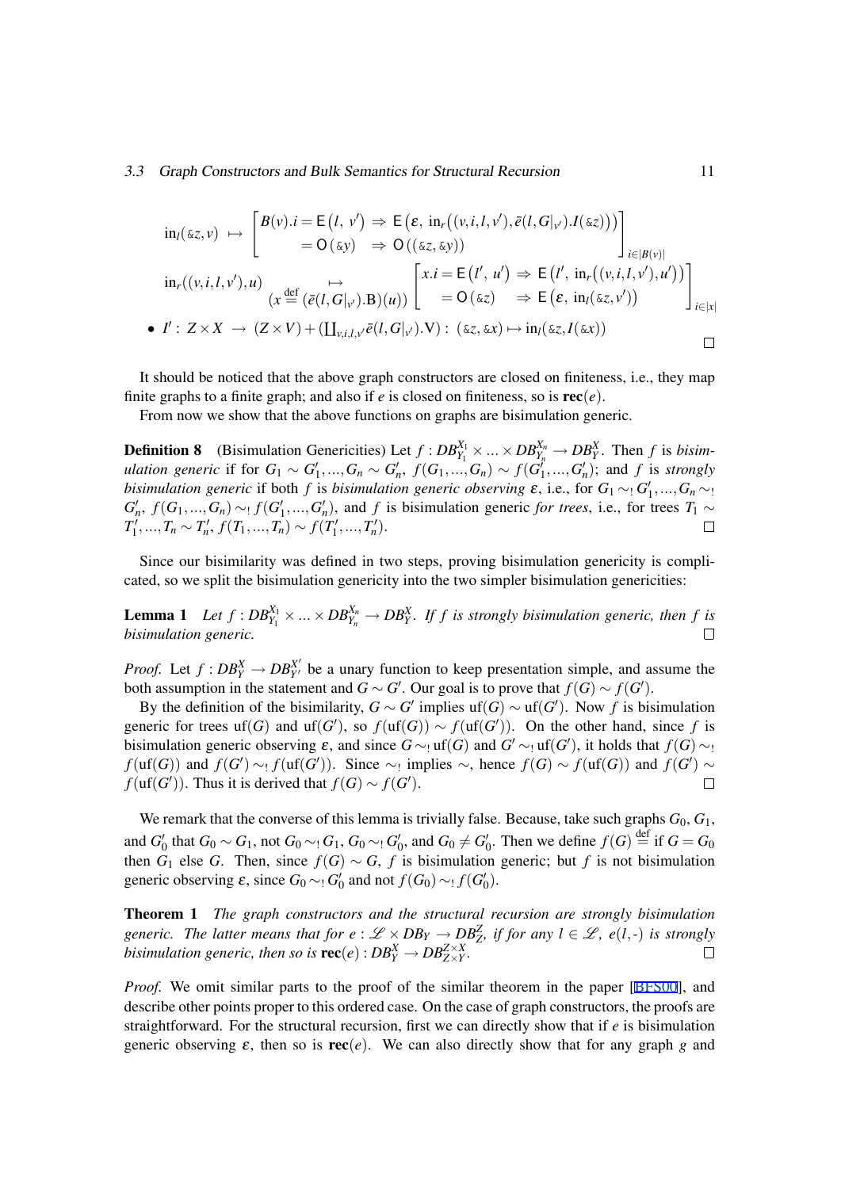$$\mathrm{in}_l(\&z, v) \;\mapsto\; \begin{bmatrix} B(v).i = \mathsf{E}\big(l,\ v'\big) \;\Rightarrow\; \mathsf{E}\Big(\varepsilon,\ \mathrm{in}_r\big((v,i,l,v'),\bar{e}(l,G|_{v'}).I(\&z)\big)\Big) \\ \quad\;\;\; = \mathsf{O}\,(\&y) \quad\;\; \Rightarrow\; \mathsf{O}\,\big((\&z,\&y)\big) \end{bmatrix}_{i\in|B(v)|}$$

$$\mathrm{in}_r((v,i,l,v'),u) \underset{(x \overset{\mathrm{def}}{=} (\bar{e}(l,G|_{v'}).\mathrm{B})(u))}{\mapsto} \begin{bmatrix} x.i = \mathsf{E}\big(l',\ u'\big) \;\Rightarrow\; \mathsf{E}\Big(l',\ \mathrm{in}_r\big((v,i,l,v'),u'\big)\Big) \\ \quad = \mathsf{O}\,(\&z) \quad\;\; \Rightarrow\; \mathsf{E}\big(\varepsilon,\ \mathrm{in}_l(\&z,v')\big) \end{bmatrix}_{i\in|x|}$$

- $I' : Z\times X \;\rightarrow\; (Z\times V) + (\coprod_{v,i,l,v'} \bar{e}(l,G|_{v'}).\mathrm{V}) : \;(\&z,\&x) \mapsto \mathrm{in}_l(\&z, I(\&x))$

□

It should be noticed that the above graph constructors are closed on finiteness, i.e., they map finite graphs to a finite graph; and also if $e$ is closed on finiteness, so is $\mathbf{rec}(e)$.

From now we show that the above functions on graphs are bisimulation generic.

**Definition 8** (Bisimulation Genericities) Let $f : DB^{X_1}_{Y_1} \times \ldots \times DB^{X_n}_{Y_n} \rightarrow DB^X_Y$. Then $f$ is *bisimulation generic* if for $G_1 \sim G'_1, \ldots, G_n \sim G'_n$, $f(G_1,\ldots,G_n) \sim f(G'_1,\ldots,G'_n)$; and $f$ is *strongly bisimulation generic* if both $f$ is *bisimulation generic observing* $\varepsilon$, i.e., for $G_1 \sim_! G'_1, \ldots, G_n \sim_! G'_n$, $f(G_1,\ldots,G_n) \sim_! f(G'_1,\ldots,G'_n)$, and $f$ is bisimulation generic *for trees*, i.e., for trees $T_1 \sim T'_1, \ldots, T_n \sim T'_n$, $f(T_1,\ldots,T_n) \sim f(T'_1,\ldots,T'_n)$. □

Since our bisimilarity was defined in two steps, proving bisimulation genericity is complicated, so we split the bisimulation genericity into the two simpler bisimulation genericities:

**Lemma 1** *Let $f : DB^{X_1}_{Y_1} \times \ldots \times DB^{X_n}_{Y_n} \rightarrow DB^X_Y$. If $f$ is strongly bisimulation generic, then $f$ is bisimulation generic.* □

*Proof.* Let $f : DB^X_Y \rightarrow DB^{X'}_{Y'}$ be a unary function to keep presentation simple, and assume the both assumption in the statement and $G \sim G'$. Our goal is to prove that $f(G) \sim f(G')$.

By the definition of the bisimilarity, $G \sim G'$ implies $\mathrm{uf}(G) \sim \mathrm{uf}(G')$. Now $f$ is bisimulation generic for trees $\mathrm{uf}(G)$ and $\mathrm{uf}(G')$, so $f(\mathrm{uf}(G)) \sim f(\mathrm{uf}(G'))$. On the other hand, since $f$ is bisimulation generic observing $\varepsilon$, and since $G \sim_! \mathrm{uf}(G)$ and $G' \sim_! \mathrm{uf}(G')$, it holds that $f(G) \sim_! f(\mathrm{uf}(G))$ and $f(G') \sim_! f(\mathrm{uf}(G'))$. Since $\sim_!$ implies $\sim$, hence $f(G) \sim f(\mathrm{uf}(G))$ and $f(G') \sim f(\mathrm{uf}(G'))$. Thus it is derived that $f(G) \sim f(G')$. □

We remark that the converse of this lemma is trivially false. Because, take such graphs $G_0$, $G_1$, and $G'_0$ that $G_0 \sim G_1$, not $G_0 \sim_! G_1$, $G_0 \sim_! G'_0$, and $G_0 \neq G'_0$. Then we define $f(G) \overset{\mathrm{def}}{=}$ if $G = G_0$ then $G_1$ else $G$. Then, since $f(G) \sim G$, $f$ is bisimulation generic; but $f$ is not bisimulation generic observing $\varepsilon$, since $G_0 \sim_! G'_0$ and not $f(G_0) \sim_! f(G'_0)$.

**Theorem 1** *The graph constructors and the structural recursion are strongly bisimulation generic. The latter means that for $e : \mathscr{L} \times DB_Y \rightarrow DB^Z_Z$, if for any $l \in \mathscr{L}$, $e(l,\text{-})$ is strongly bisimulation generic, then so is $\mathbf{rec}(e) : DB^X_Y \rightarrow DB^{Z\times X}_{Z\times Y}$.* □

*Proof.* We omit similar parts to the proof of the similar theorem in the paper [BFS00], and describe other points proper to this ordered case. On the case of graph constructors, the proofs are straightforward. For the structural recursion, first we can directly show that if $e$ is bisimulation generic observing $\varepsilon$, then so is $\mathbf{rec}(e)$. We can also directly show that for any graph $g$ and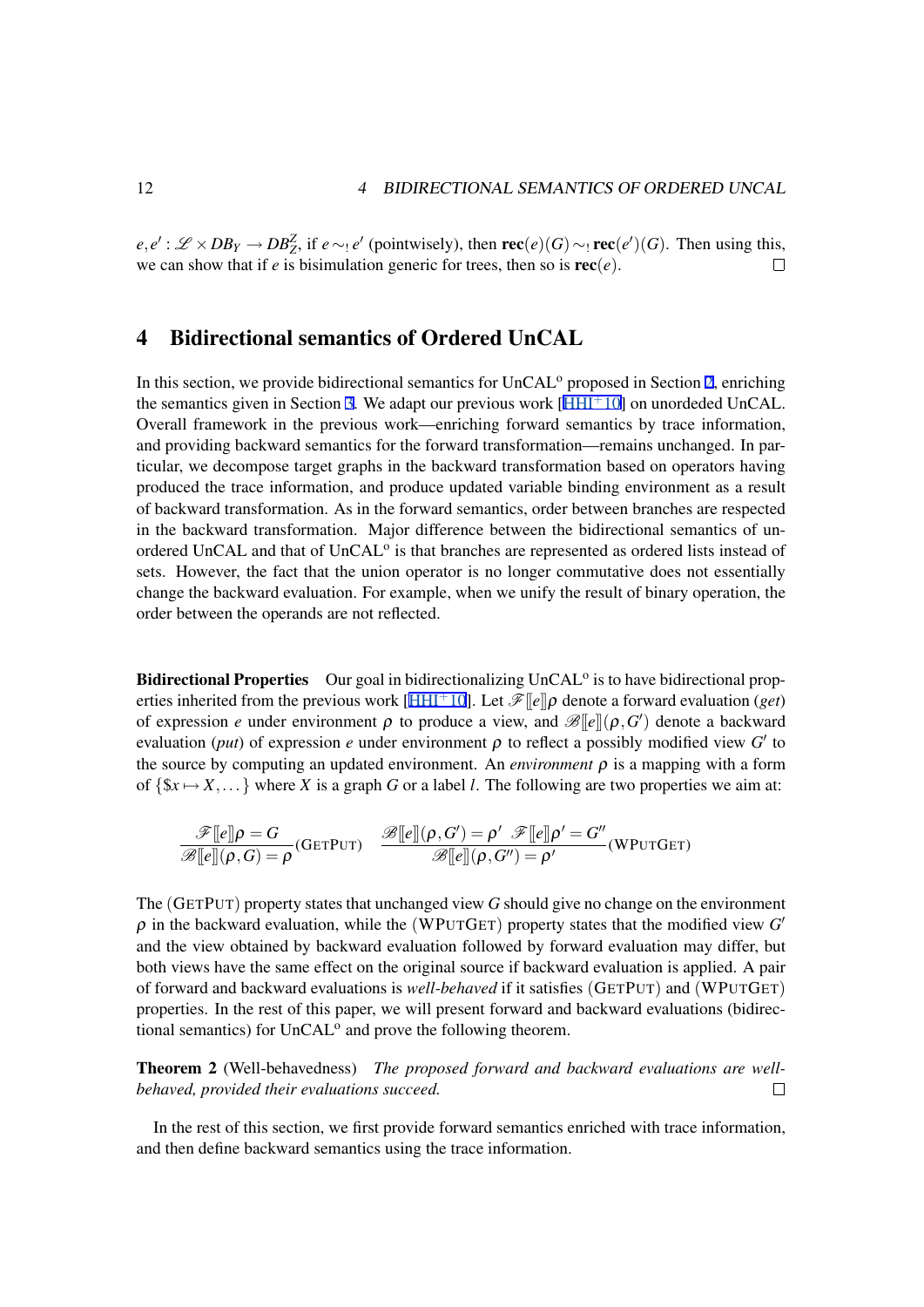$e, e' : \mathscr{L} \times DB_Y \to DB_Z^Z$, if $e \sim_! e'$ (pointwisely), then $\mathbf{rec}(e)(G) \sim_! \mathbf{rec}(e')(G)$. Then using this, we can show that if $e$ is bisimulation generic for trees, then so is $\mathbf{rec}(e)$. □

# 4 Bidirectional semantics of Ordered UnCAL

In this section, we provide bidirectional semantics for UnCAL$^{\text{o}}$ proposed in Section 2, enriching the semantics given in Section 3. We adapt our previous work [HHI+10] on unordeded UnCAL. Overall framework in the previous work—enriching forward semantics by trace information, and providing backward semantics for the forward transformation—remains unchanged. In particular, we decompose target graphs in the backward transformation based on operators having produced the trace information, and produce updated variable binding environment as a result of backward transformation. As in the forward semantics, order between branches are respected in the backward transformation. Major difference between the bidirectional semantics of unordered UnCAL and that of UnCAL$^{\text{o}}$ is that branches are represented as ordered lists instead of sets. However, the fact that the union operator is no longer commutative does not essentially change the backward evaluation. For example, when we unify the result of binary operation, the order between the operands are not reflected.

**Bidirectional Properties** Our goal in bidirectionalizing UnCAL$^{\text{o}}$ is to have bidirectional properties inherited from the previous work [HHI+10]. Let $\mathscr{F}[\![e]\!]\rho$ denote a forward evaluation (*get*) of expression $e$ under environment $\rho$ to produce a view, and $\mathscr{B}[\![e]\!](\rho, G')$ denote a backward evaluation (*put*) of expression $e$ under environment $\rho$ to reflect a possibly modified view $G'$ to the source by computing an updated environment. An *environment* $\rho$ is a mapping with a form of $\{\$x \mapsto X, \dots\}$ where $X$ is a graph $G$ or a label $l$. The following are two properties we aim at:

$$\frac{\mathscr{F}[\![e]\!]\rho = G}{\mathscr{B}[\![e]\!](\rho, G) = \rho}(\textsc{GetPut}) \quad \frac{\mathscr{B}[\![e]\!](\rho, G') = \rho' \;\; \mathscr{F}[\![e]\!]\rho' = G''}{\mathscr{B}[\![e]\!](\rho, G'') = \rho'}(\textsc{WPutGet})$$

The (GetPut) property states that unchanged view $G$ should give no change on the environment $\rho$ in the backward evaluation, while the (WPutGet) property states that the modified view $G'$ and the view obtained by backward evaluation followed by forward evaluation may differ, but both views have the same effect on the original source if backward evaluation is applied. A pair of forward and backward evaluations is *well-behaved* if it satisfies (GetPut) and (WPutGet) properties. In the rest of this paper, we will present forward and backward evaluations (bidirectional semantics) for UnCAL$^{\text{o}}$ and prove the following theorem.

**Theorem 2** (Well-behavedness) *The proposed forward and backward evaluations are well-behaved, provided their evaluations succeed.* □

In the rest of this section, we first provide forward semantics enriched with trace information, and then define backward semantics using the trace information.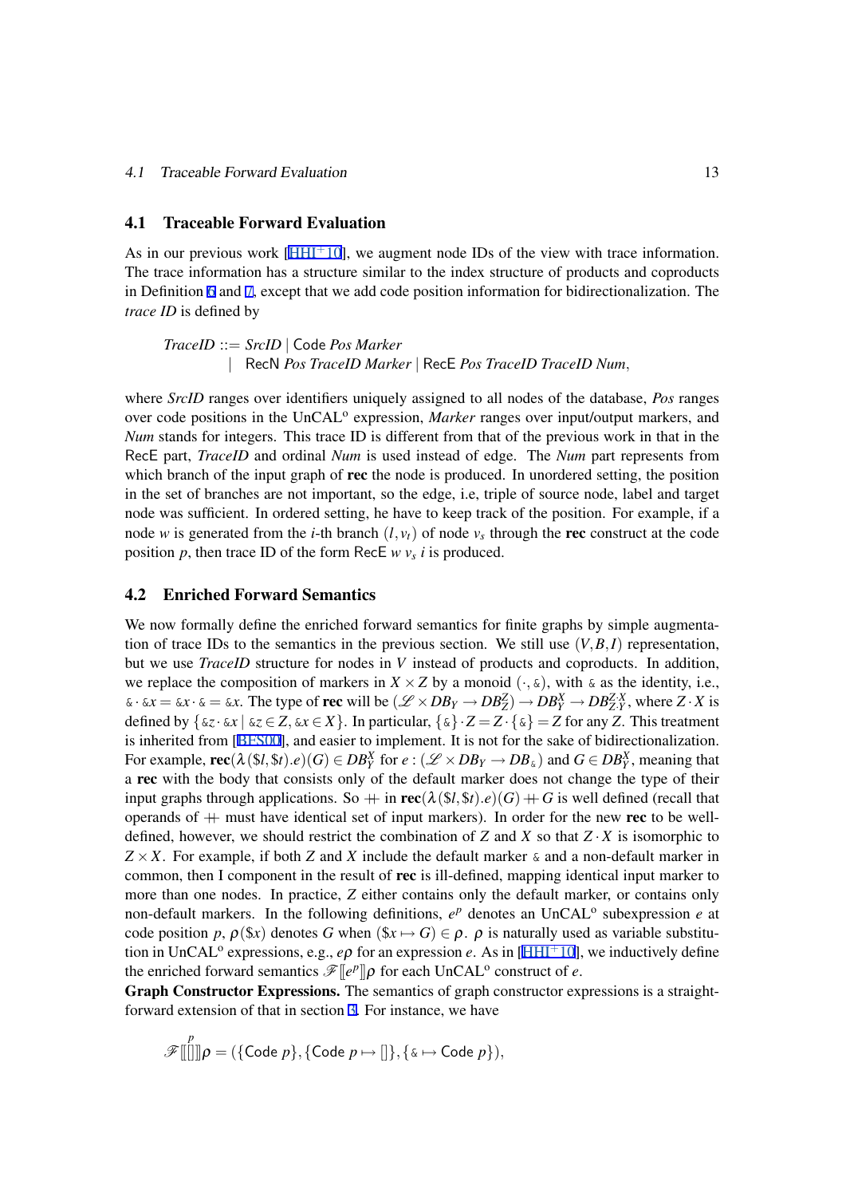## 4.1 Traceable Forward Evaluation

As in our previous work [HHI+10], we augment node IDs of the view with trace information. The trace information has a structure similar to the index structure of products and coproducts in Definition 6 and 7, except that we add code position information for bidirectionalization. The *trace ID* is defined by

$$
\begin{aligned}
\mathit{TraceID} ::= &\ \mathit{SrcID} \mid \mathsf{Code}\ \mathit{Pos}\ \mathit{Marker} \\
\mid &\ \mathsf{RecN}\ \mathit{Pos}\ \mathit{TraceID}\ \mathit{Marker} \mid \mathsf{RecE}\ \mathit{Pos}\ \mathit{TraceID}\ \mathit{TraceID}\ \mathit{Num},
\end{aligned}
$$

where *SrcID* ranges over identifiers uniquely assigned to all nodes of the database, *Pos* ranges over code positions in the UnCAL$^{\mathrm{o}}$ expression, *Marker* ranges over input/output markers, and *Num* stands for integers. This trace ID is different from that of the previous work in that in the RecE part, *TraceID* and ordinal *Num* is used instead of edge. The *Num* part represents from which branch of the input graph of **rec** the node is produced. In unordered setting, the position in the set of branches are not important, so the edge, i.e, triple of source node, label and target node was sufficient. In ordered setting, he have to keep track of the position. For example, if a node $w$ is generated from the $i$-th branch $(l, v_t)$ of node $v_s$ through the **rec** construct at the code position $p$, then trace ID of the form $\mathsf{RecE}\ w\ v_s\ i$ is produced.

## 4.2 Enriched Forward Semantics

We now formally define the enriched forward semantics for finite graphs by simple augmentation of trace IDs to the semantics in the previous section. We still use $(V, B, I)$ representation, but we use *TraceID* structure for nodes in $V$ instead of products and coproducts. In addition, we replace the composition of markers in $X \times Z$ by a monoid $(\cdot, \&)$, with $\&$ as the identity, i.e., $\& \cdot \&x = \&x \cdot \& = \&x$. The type of **rec** will be $(\mathscr{L} \times DB_Y \to DB_Z^Z) \to DB_Y^X \to DB_{Z \cdot Y}^{Z \cdot X}$, where $Z \cdot X$ is defined by $\{\&z \cdot \&x \mid \&z \in Z, \&x \in X\}$. In particular, $\{\&\} \cdot Z = Z \cdot \{\&\} = Z$ for any $Z$. This treatment is inherited from [BFS00], and easier to implement. It is not for the sake of bidirectionalization. For example, $\mathbf{rec}(\lambda(\$l,\$t).e)(G) \in DB_Y^X$ for $e : (\mathscr{L} \times DB_Y \to DB_\&)$ and $G \in DB_Y^X$, meaning that a **rec** with the body that consists only of the default marker does not change the type of their input graphs through applications. So $+\!\!+$ in $\mathbf{rec}(\lambda(\$l,\$t).e)(G) +\!\!+ G$ is well defined (recall that operands of $+\!\!+$ must have identical set of input markers). In order for the new **rec** to be well-defined, however, we should restrict the combination of $Z$ and $X$ so that $Z \cdot X$ is isomorphic to $Z \times X$. For example, if both $Z$ and $X$ include the default marker $\&$ and a non-default marker in common, then I component in the result of **rec** is ill-defined, mapping identical input marker to more than one nodes. In practice, $Z$ either contains only the default marker, or contains only non-default markers. In the following definitions, $e^p$ denotes an UnCAL$^{\mathrm{o}}$ subexpression $e$ at code position $p$, $\rho(\$x)$ denotes $G$ when $(\$x \mapsto G) \in \rho$. $\rho$ is naturally used as variable substitution in UnCAL$^{\mathrm{o}}$ expressions, e.g., $e\rho$ for an expression $e$. As in [HHI+10], we inductively define the enriched forward semantics $\mathscr{F}[\![e^p]\!]\rho$ for each UnCAL$^{\mathrm{o}}$ construct of $e$.

**Graph Constructor Expressions.** The semantics of graph constructor expressions is a straightforward extension of that in section 3. For instance, we have

$$
\mathscr{F}[\![\overset{p}{[]}]\!]\rho = (\{\mathsf{Code}\ p\}, \{\mathsf{Code}\ p \mapsto []\}, \{\& \mapsto \mathsf{Code}\ p\}),
$$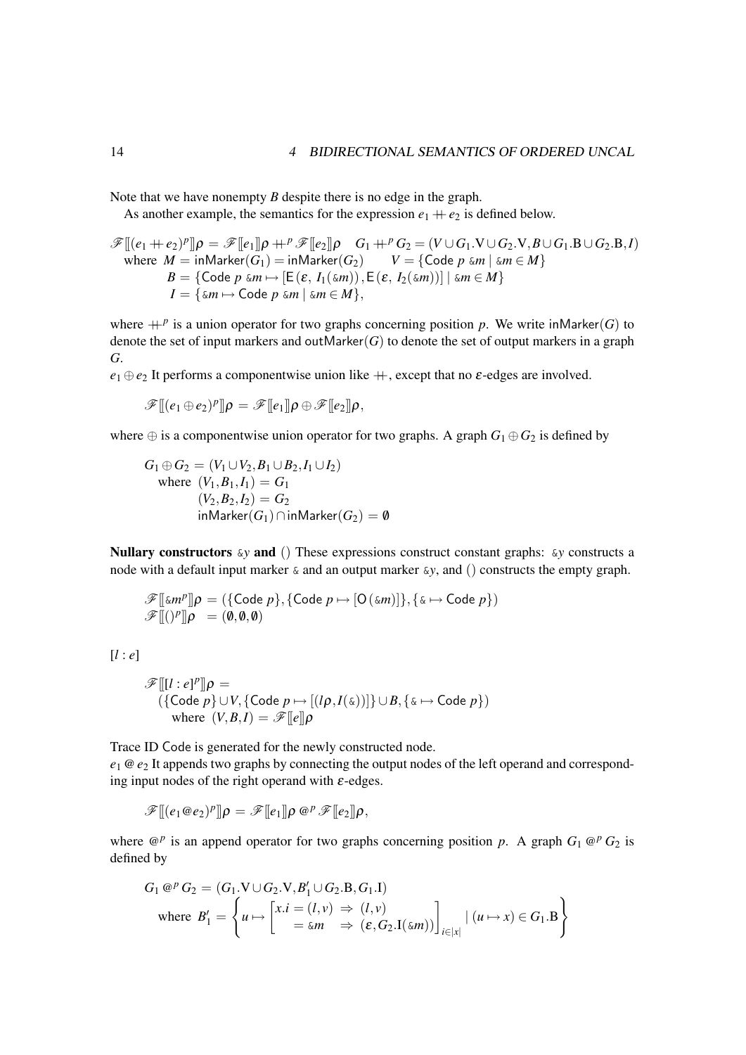Note that we have nonempty $B$ despite there is no edge in the graph.

As another example, the semantics for the expression $e_1 +\!\!+\, e_2$ is defined below.

$$
\begin{array}{l}
\mathscr{F}[\![(e_1 +\!\!+\, e_2)^p]\!]\rho \,=\, \mathscr{F}[\![e_1]\!]\rho +\!\!+^p \mathscr{F}[\![e_2]\!]\rho \quad G_1 +\!\!+^p G_2 = (V \cup G_1.\mathrm{V} \cup G_2.\mathrm{V}, B \cup G_1.\mathrm{B} \cup G_2.\mathrm{B}, I) \\
\quad \text{where } \; M = \mathsf{inMarker}(G_1) = \mathsf{inMarker}(G_2) \qquad V = \{\mathsf{Code}\ p\ \&m \mid \&m \in M\} \\
\qquad\qquad B = \{\mathsf{Code}\ p\ \&m \mapsto [\mathsf{E}(\varepsilon,\ I_1(\&m)), \mathsf{E}(\varepsilon,\ I_2(\&m))] \mid \&m \in M\} \\
\qquad\qquad I = \{\&m \mapsto \mathsf{Code}\ p\ \&m \mid \&m \in M\},
\end{array}
$$

where $+\!\!+^p$ is a union operator for two graphs concerning position $p$. We write $\mathsf{inMarker}(G)$ to denote the set of input markers and $\mathsf{outMarker}(G)$ to denote the set of output markers in a graph $G$.

$e_1 \oplus e_2$ It performs a componentwise union like $+\!\!+$, except that no $\varepsilon$-edges are involved.

$$
\mathscr{F}[\![(e_1 \oplus e_2)^p]\!]\rho \,=\, \mathscr{F}[\![e_1]\!]\rho \oplus \mathscr{F}[\![e_2]\!]\rho,
$$

where $\oplus$ is a componentwise union operator for two graphs. A graph $G_1 \oplus G_2$ is defined by

$$
\begin{array}{l}
G_1 \oplus G_2 = (V_1 \cup V_2, B_1 \cup B_2, I_1 \cup I_2) \\
\quad \text{where } \; (V_1, B_1, I_1) = G_1 \\
\qquad\qquad (V_2, B_2, I_2) = G_2 \\
\qquad\qquad \mathsf{inMarker}(G_1) \cap \mathsf{inMarker}(G_2) = \emptyset
\end{array}
$$

**Nullary constructors** $\&y$ **and** $()$ These expressions construct constant graphs: $\&y$ constructs a node with a default input marker $\&$ and an output marker $\&y$, and $()$ constructs the empty graph.

$$
\begin{array}{l}
\mathscr{F}[\![\&m^p]\!]\rho \,=\, (\{\mathsf{Code}\ p\}, \{\mathsf{Code}\ p \mapsto [\mathsf{O}\,(\&m)]\}, \{\& \mapsto \mathsf{Code}\ p\}) \\
\mathscr{F}[\![()^p]\!]\rho \;\;=\, (\emptyset, \emptyset, \emptyset)
\end{array}
$$

$[l : e]$

$$
\begin{array}{l}
\mathscr{F}[\![[l : e]^p]\!]\rho \,= \\
\quad (\{\mathsf{Code}\ p\} \cup V, \{\mathsf{Code}\ p \mapsto [(l\rho, I(\&))]\} \cup B, \{\& \mapsto \mathsf{Code}\ p\}) \\
\qquad \text{where } \; (V, B, I) = \mathscr{F}[\![e]\!]\rho
\end{array}
$$

Trace ID Code is generated for the newly constructed node.

$e_1 \,@\, e_2$ It appends two graphs by connecting the output nodes of the left operand and corresponding input nodes of the right operand with $\varepsilon$-edges.

$$
\mathscr{F}[\![(e_1 @ e_2)^p]\!]\rho \,=\, \mathscr{F}[\![e_1]\!]\rho \ @^p\, \mathscr{F}[\![e_2]\!]\rho,
$$

where $@^p$ is an append operator for two graphs concerning position $p$. A graph $G_1 @^p G_2$ is defined by

$$
\begin{array}{l}
G_1 @^p G_2 = (G_1.\mathrm{V} \cup G_2.\mathrm{V}, B_1' \cup G_2.\mathrm{B}, G_1.\mathrm{I}) \\
\quad \text{where } \; B_1' = \left\{ u \mapsto \begin{bmatrix} x.i = (l, v) \;\Rightarrow\; (l, v) \\ \quad\;\; = \&m \;\;\Rightarrow\; (\varepsilon, G_2.\mathrm{I}(\&m)) \end{bmatrix}_{i \in |x|} \mid (u \mapsto x) \in G_1.\mathrm{B} \right\}
\end{array}
$$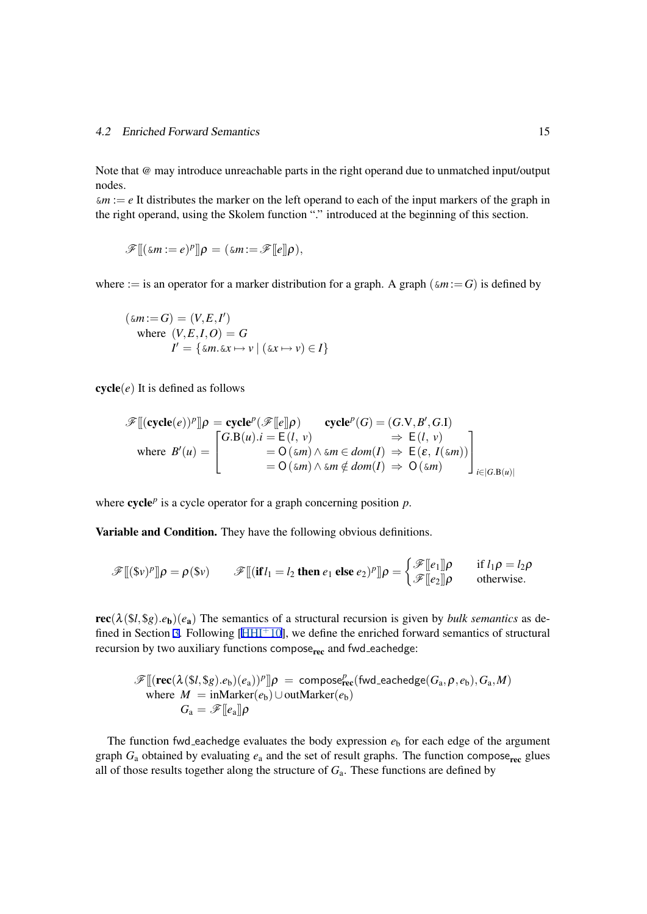Note that @ may introduce unreachable parts in the right operand due to unmatched input/output nodes.

$\&m := e$ It distributes the marker on the left operand to each of the input markers of the graph in the right operand, using the Skolem function "." introduced at the beginning of this section.

$$\mathscr{F}[\![(\&m := e)^p]\!]\rho = (\&m := \mathscr{F}[\![e]\!]\rho),$$

where $:=$ is an operator for a marker distribution for a graph. A graph $(\&m := G)$ is defined by

$$\begin{aligned}
&(\&m := G) = (V, E, I') \\
&\quad \text{where } (V, E, I, O) = G \\
&\qquad\qquad I' = \{\&m.\&x \mapsto v \mid (\&x \mapsto v) \in I\}
\end{aligned}$$

$\mathbf{cycle}(e)$ It is defined as follows

$$\mathscr{F}[\![(\mathbf{cycle}(e))^p]\!]\rho = \mathbf{cycle}^p(\mathscr{F}[\![e]\!]\rho) \qquad \mathbf{cycle}^p(G) = (G.\mathrm{V}, B', G.\mathrm{I})$$

$$\text{where } B'(u) = \begin{bmatrix} G.\mathrm{B}(u).i = \mathsf{E}(l,\ v) & \Rightarrow \mathsf{E}(l,\ v) \\ \qquad\qquad\ = \mathsf{O}(\&m) \wedge \&m \in dom(I) & \Rightarrow \mathsf{E}(\varepsilon,\ I(\&m)) \\ \qquad\qquad\ = \mathsf{O}(\&m) \wedge \&m \notin dom(I) & \Rightarrow \mathsf{O}(\&m) \end{bmatrix}_{i \in |G.\mathrm{B}(u)|}$$

where $\mathbf{cycle}^p$ is a cycle operator for a graph concerning position $p$.

**Variable and Condition.** They have the following obvious definitions.

$$\mathscr{F}[\![(\$v)^p]\!]\rho = \rho(\$v) \qquad \mathscr{F}[\![(\mathbf{if}\, l_1 = l_2 \,\mathbf{then}\, e_1 \,\mathbf{else}\, e_2)^p]\!]\rho = \begin{cases} \mathscr{F}[\![e_1]\!]\rho & \text{if } l_1\rho = l_2\rho \\ \mathscr{F}[\![e_2]\!]\rho & \text{otherwise.} \end{cases}$$

$\mathbf{rec}(\lambda(\$l,\$g).e_\mathbf{b})(e_\mathbf{a})$ The semantics of a structural recursion is given by *bulk semantics* as defined in Section 3. Following [HHI+10], we define the enriched forward semantics of structural recursion by two auxiliary functions $\mathsf{compose}_{\mathbf{rec}}$ and $\mathsf{fwd\_eachedge}$:

$$\begin{aligned}
\mathscr{F}[\![(\mathbf{rec}(\lambda(\$l,\$g).e_\mathrm{b})(e_\mathrm{a}))^p]\!]\rho \;&=\; \mathsf{compose}^p_{\mathbf{rec}}(\mathsf{fwd\_eachedge}(G_\mathrm{a},\rho,e_\mathrm{b}), G_\mathrm{a}, M) \\
\text{where } M \;&=\; \mathrm{inMarker}(e_\mathrm{b}) \cup \mathrm{outMarker}(e_\mathrm{b}) \\
G_\mathrm{a} \;&=\; \mathscr{F}[\![e_\mathrm{a}]\!]\rho
\end{aligned}$$

The function $\mathsf{fwd\_eachedge}$ evaluates the body expression $e_\mathrm{b}$ for each edge of the argument graph $G_\mathrm{a}$ obtained by evaluating $e_\mathrm{a}$ and the set of result graphs. The function $\mathsf{compose}_{\mathbf{rec}}$ glues all of those results together along the structure of $G_\mathrm{a}$. These functions are defined by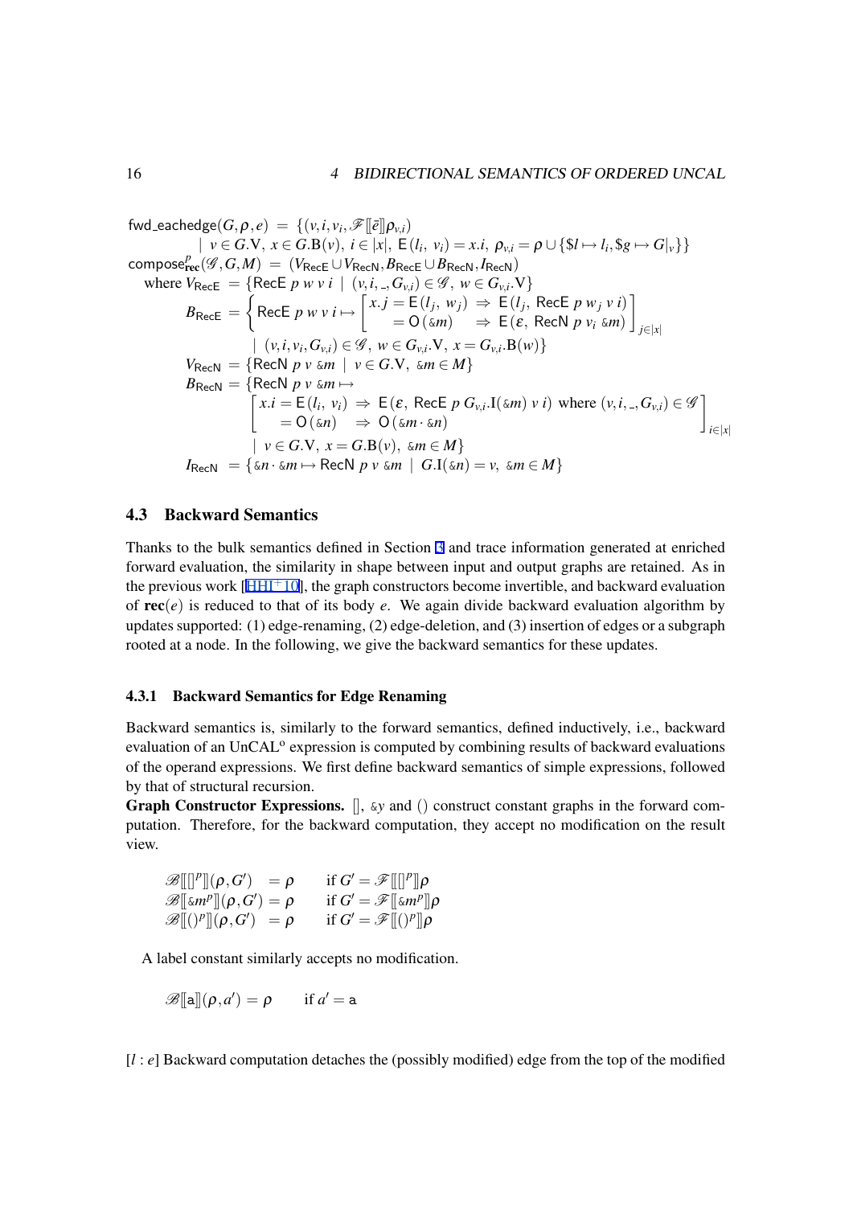$$\mathsf{fwd\_eachedge}(G,\rho,e) \;=\; \{(v,i,v_i,\mathscr{F}[\![\bar{e}]\!]\rho_{v,i}) \mid v \in G.\mathrm{V},\; x \in G.\mathrm{B}(v),\; i \in |x|,\; \mathsf{E}(l_i,\, v_i) = x.i,\; \rho_{v,i} = \rho \cup \{\$l \mapsto l_i, \$g \mapsto G|_v\}\}$$

$$\mathsf{compose}^p_{\mathbf{rec}}(\mathscr{G},G,M) \;=\; (V_{\mathsf{RecE}} \cup V_{\mathsf{RecN}}, B_{\mathsf{RecE}} \cup B_{\mathsf{RecN}}, I_{\mathsf{RecN}})$$

$$\text{where } V_{\mathsf{RecE}} \;=\; \{\mathsf{RecE}\ p\ w\ v\ i \mid (v,i,\_,G_{v,i}) \in \mathscr{G},\; w \in G_{v,i}.\mathrm{V}\}$$

$$B_{\mathsf{RecE}} \;=\; \left\{ \mathsf{RecE}\ p\ w\ v\ i \mapsto \begin{bmatrix} x.j = \mathsf{E}(l_j,\, w_j) & \Rightarrow & \mathsf{E}(l_j,\, \mathsf{RecE}\ p\ w_j\ v\ i) \\ \quad = \mathsf{O}(\&m) & \Rightarrow & \mathsf{E}(\varepsilon,\, \mathsf{RecN}\ p\ v_i\ \&m) \end{bmatrix}_{j \in |x|} \;\middle|\; (v,i,v_i,G_{v,i}) \in \mathscr{G},\; w \in G_{v,i}.\mathrm{V},\; x = G_{v,i}.\mathrm{B}(w) \right\}$$

$$V_{\mathsf{RecN}} \;=\; \{\mathsf{RecN}\ p\ v\ \&m \mid v \in G.\mathrm{V},\; \&m \in M\}$$

$$B_{\mathsf{RecN}} \;=\; \left\{ \mathsf{RecN}\ p\ v\ \&m \mapsto \begin{bmatrix} x.i = \mathsf{E}(l_i,\, v_i) & \Rightarrow & \mathsf{E}(\varepsilon,\, \mathsf{RecE}\ p\ G_{v,i}.\mathrm{I}(\&m)\ v\ i) \text{ where } (v,i,\_,G_{v,i}) \in \mathscr{G} \\ \quad = \mathsf{O}(\&n) & \Rightarrow & \mathsf{O}(\&m \cdot \&n) \end{bmatrix}_{i \in |x|} \;\middle|\; v \in G.\mathrm{V},\; x = G.\mathrm{B}(v),\; \&m \in M \right\}$$

$$I_{\mathsf{RecN}} \;=\; \{\&n \cdot \&m \mapsto \mathsf{RecN}\ p\ v\ \&m \mid G.\mathrm{I}(\&n) = v,\; \&m \in M\}$$

### 4.3 Backward Semantics

Thanks to the bulk semantics defined in Section 3 and trace information generated at enriched forward evaluation, the similarity in shape between input and output graphs are retained. As in the previous work [HHI+10], the graph constructors become invertible, and backward evaluation of $\mathbf{rec}(e)$ is reduced to that of its body $e$. We again divide backward evaluation algorithm by updates supported: (1) edge-renaming, (2) edge-deletion, and (3) insertion of edges or a subgraph rooted at a node. In the following, we give the backward semantics for these updates.

#### 4.3.1 Backward Semantics for Edge Renaming

Backward semantics is, similarly to the forward semantics, defined inductively, i.e., backward evaluation of an UnCAL$^{\mathrm{o}}$ expression is computed by combining results of backward evaluations of the operand expressions. We first define backward semantics of simple expressions, followed by that of structural recursion.

**Graph Constructor Expressions.** $[]$, $\&y$ and $()$ construct constant graphs in the forward computation. Therefore, for the backward computation, they accept no modification on the result view.

$$\begin{array}{lll}
\mathscr{B}[\![[]^p]\!](\rho,G') & = \rho & \text{if } G' = \mathscr{F}[\![[]^p]\!]\rho \\
\mathscr{B}[\![\&m^p]\!](\rho,G') & = \rho & \text{if } G' = \mathscr{F}[\![\&m^p]\!]\rho \\
\mathscr{B}[\![()^p]\!](\rho,G') & = \rho & \text{if } G' = \mathscr{F}[\![()^p]\!]\rho
\end{array}$$

A label constant similarly accepts no modification.

$$\mathscr{B}[\![\mathsf{a}]\!](\rho,a') = \rho \qquad \text{if } a' = \mathsf{a}$$

$[l : e]$ Backward computation detaches the (possibly modified) edge from the top of the modified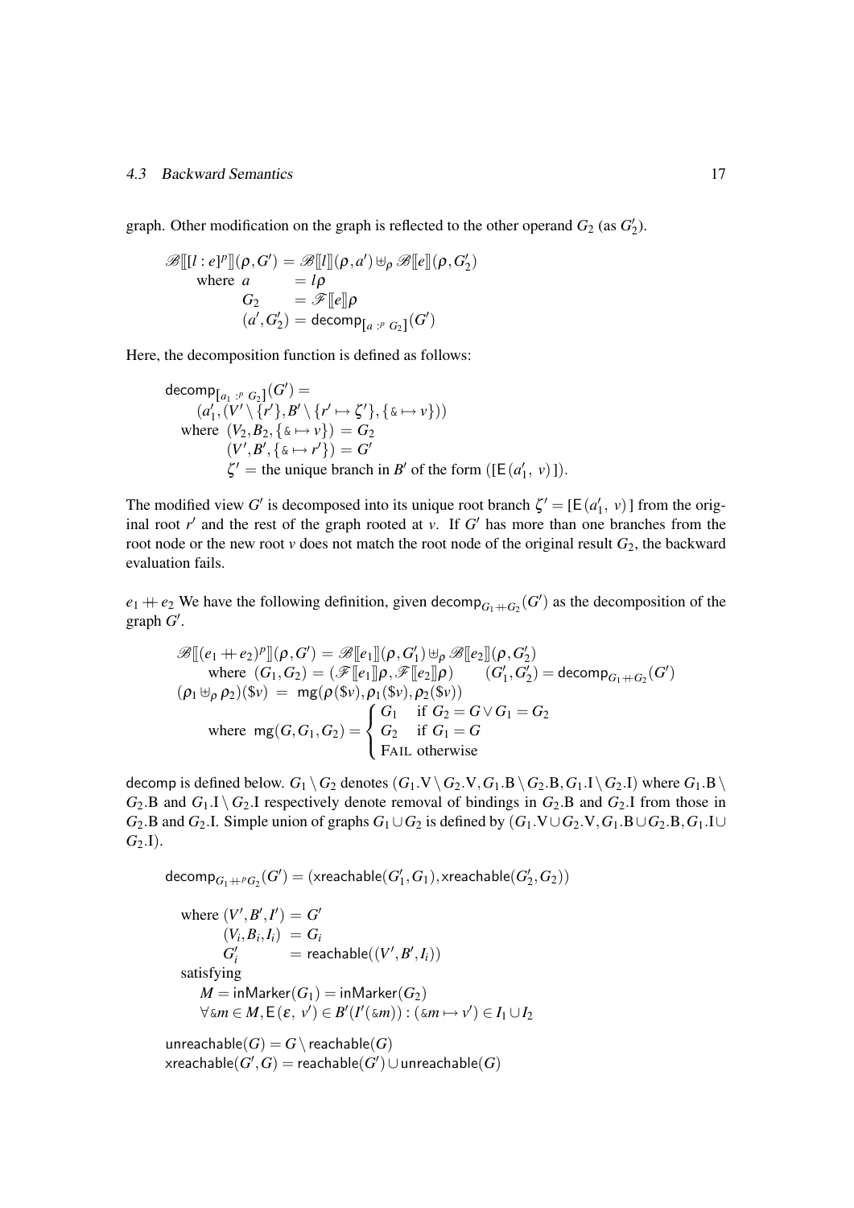graph. Other modification on the graph is reflected to the other operand $G_2$ (as $G_2'$).

$$
\begin{aligned}
\mathscr{B}[\![[l:e]^p]\!](\rho,G') &= \mathscr{B}[\![l]\!](\rho,a') \uplus_\rho \mathscr{B}[\![e]\!](\rho,G_2') \\
\text{where } a &= l\rho \\
G_2 &= \mathscr{F}[\![e]\!]\rho \\
(a',G_2') &= \mathsf{decomp}_{[a\ :^p\ G_2]}(G')
\end{aligned}
$$

Here, the decomposition function is defined as follows:

$$
\begin{aligned}
&\mathsf{decomp}_{[a_1\ :^p\ G_2]}(G') = \\
&\quad (a_1', (V' \setminus \{r'\}, B' \setminus \{r' \mapsto \zeta'\}, \{\& \mapsto v\})) \\
&\quad \text{where } (V_2, B_2, \{\& \mapsto v\}) = G_2 \\
&\qquad (V', B', \{\& \mapsto r'\}) = G' \\
&\qquad \zeta' = \text{the unique branch in } B' \text{ of the form } ([\mathsf{E}\,(a_1',\ v)\,]).
\end{aligned}
$$

The modified view $G'$ is decomposed into its unique root branch $\zeta' = [\mathsf{E}\,(a_1',\ v)\,]$ from the original root $r'$ and the rest of the graph rooted at $v$. If $G'$ has more than one branches from the root node or the new root $v$ does not match the root node of the original result $G_2$, the backward evaluation fails.

$e_1 +\!\!+\, e_2$ We have the following definition, given $\mathsf{decomp}_{G_1 +\!+ G_2}(G')$ as the decomposition of the graph $G'$.

$$
\begin{aligned}
&\mathscr{B}[\![(e_1 +\!\!+\, e_2)^p]\!](\rho,G') = \mathscr{B}[\![e_1]\!](\rho,G_1') \uplus_\rho \mathscr{B}[\![e_2]\!](\rho,G_2') \\
&\qquad \text{where } (G_1,G_2) = (\mathscr{F}[\![e_1]\!]\rho, \mathscr{F}[\![e_2]\!]\rho) \qquad (G_1',G_2') = \mathsf{decomp}_{G_1 +\!+ G_2}(G') \\
&(\rho_1 \uplus_\rho \rho_2)(\$v) \ = \ \mathsf{mg}(\rho(\$v), \rho_1(\$v), \rho_2(\$v)) \\
&\qquad \text{where } \mathsf{mg}(G,G_1,G_2) = \begin{cases} G_1 & \text{if } G_2 = G \vee G_1 = G_2 \\ G_2 & \text{if } G_1 = G \\ \textsc{Fail} & \text{otherwise} \end{cases}
\end{aligned}
$$

decomp is defined below. $G_1 \setminus G_2$ denotes $(G_1.\mathrm{V} \setminus G_2.\mathrm{V}, G_1.\mathrm{B} \setminus G_2.\mathrm{B}, G_1.\mathrm{I} \setminus G_2.\mathrm{I})$ where $G_1.\mathrm{B} \setminus G_2.\mathrm{B}$ and $G_1.\mathrm{I} \setminus G_2.\mathrm{I}$ respectively denote removal of bindings in $G_2.\mathrm{B}$ and $G_2.\mathrm{I}$ from those in $G_2.\mathrm{B}$ and $G_2.\mathrm{I}$. Simple union of graphs $G_1 \cup G_2$ is defined by $(G_1.\mathrm{V} \cup G_2.\mathrm{V}, G_1.\mathrm{B} \cup G_2.\mathrm{B}, G_1.\mathrm{I} \cup G_2.\mathrm{I})$.

$$
\begin{aligned}
&\mathsf{decomp}_{G_1 +\!+^p G_2}(G') = (\mathsf{xreachable}(G_1', G_1), \mathsf{xreachable}(G_2', G_2)) \\
&\quad \text{where } (V', B', I') = G' \\
&\qquad (V_i, B_i, I_i) \ = G_i \\
&\qquad G_i' \qquad\ \ = \mathsf{reachable}((V', B', I_i)) \\
&\quad \text{satisfying} \\
&\qquad M = \mathsf{inMarker}(G_1) = \mathsf{inMarker}(G_2) \\
&\qquad \forall \& m \in M, \mathsf{E}\,(\varepsilon,\ v') \in B'(I'(\& m)) : (\& m \mapsto v') \in I_1 \cup I_2 \\
&\mathsf{unreachable}(G) = G \setminus \mathsf{reachable}(G) \\
&\mathsf{xreachable}(G', G) = \mathsf{reachable}(G') \cup \mathsf{unreachable}(G)
\end{aligned}
$$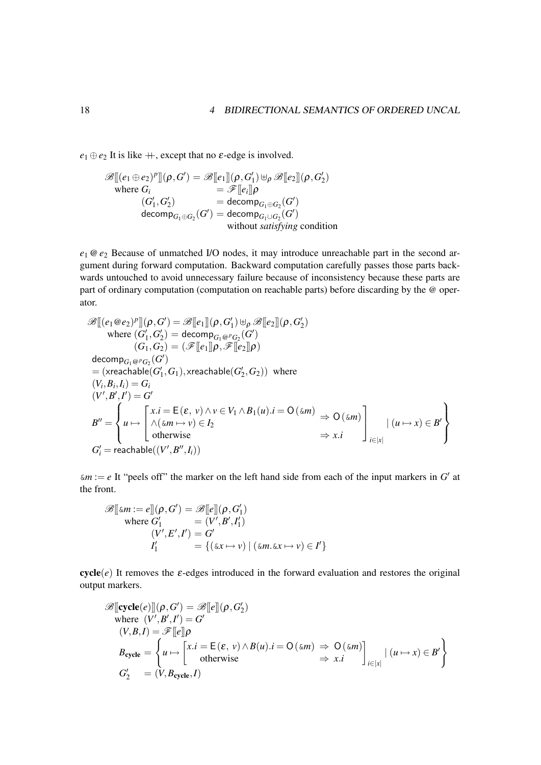$e_1 \oplus e_2$ It is like $+\!\!+$, except that no $\varepsilon$-edge is involved.

$$
\begin{array}{ll}
\mathscr{B}[\![(e_1 \oplus e_2)^p]\!](\rho, G') = \mathscr{B}[\![e_1]\!](\rho, G'_1) \uplus_\rho \mathscr{B}[\![e_2]\!](\rho, G'_2) & \\
\quad \text{where } G_i \qquad\qquad\quad = \mathscr{F}[\![e_i]\!]\rho & \\
\qquad\quad (G'_1, G'_2) \qquad\quad = \mathsf{decomp}_{G_1 \oplus G_2}(G') & \\
\qquad\quad \mathsf{decomp}_{G_1 \oplus G_2}(G') = \mathsf{decomp}_{G_1 \cup G_2}(G') & \\
\qquad\qquad\qquad\qquad\qquad\;\; \text{without } \textit{satisfying} \text{ condition} &
\end{array}
$$

$e_1 @ e_2$ Because of unmatched I/O nodes, it may introduce unreachable part in the second argument during forward computation. Backward computation carefully passes those parts backwards untouched to avoid unnecessary failure because of inconsistency because these parts are part of ordinary computation (computation on reachable parts) before discarding by the @ operator.

$$
\begin{array}{l}
\mathscr{B}[\![(e_1 @ e_2)^p]\!](\rho, G') = \mathscr{B}[\![e_1]\!](\rho, G'_1) \uplus_\rho \mathscr{B}[\![e_2]\!](\rho, G'_2) \\
\qquad \text{where } (G'_1, G'_2) = \mathsf{decomp}_{G_1 @^p G_2}(G') \\
\qquad\qquad\quad (G_1, G_2) = (\mathscr{F}[\![e_1]\!]\rho, \mathscr{F}[\![e_2]\!]\rho) \\
\mathsf{decomp}_{G_1 @^p G_2}(G') \\
= (\mathsf{xreachable}(G'_1, G_1), \mathsf{xreachable}(G'_2, G_2)) \;\; \text{where} \\
(V_i, B_i, I_i) = G_i \\
(V', B', I') = G' \\
B'' = \left\{ u \mapsto \begin{bmatrix} x.i = \mathsf{E}(\varepsilon,\ v) \wedge v \in V_1 \wedge B_1(u).i = \mathsf{O}\,(\&m) & \Rightarrow \mathsf{O}\,(\&m) \\ \wedge (\&m \mapsto v) \in I_2 & \\ \text{otherwise} & \Rightarrow x.i \end{bmatrix}_{i \in |x|} \mid (u \mapsto x) \in B' \right\} \\
G'_i = \mathsf{reachable}((V', B'', I_i))
\end{array}
$$

$\&m := e$ It "peels off" the marker on the left hand side from each of the input markers in $G'$ at the front.

$$
\begin{array}{l}
\mathscr{B}[\![\&m := e]\!](\rho, G') = \mathscr{B}[\![e]\!](\rho, G'_1) \\
\qquad \text{where } G'_1 \qquad\;\, = (V', B', I'_1) \\
\qquad\qquad\quad (V', E', I') = G' \\
\qquad\qquad\quad I'_1 \qquad\quad\;\; = \{(\&x \mapsto v) \mid (\&m.\&x \mapsto v) \in I'\}
\end{array}
$$

$\mathbf{cycle}(e)$ It removes the $\varepsilon$-edges introduced in the forward evaluation and restores the original output markers.

$$
\begin{array}{l}
\mathscr{B}[\![\mathbf{cycle}(e)]\!](\rho, G') = \mathscr{B}[\![e]\!](\rho, G'_2) \\
\quad \text{where } (V', B', I') = G' \\
\quad (V, B, I) = \mathscr{F}[\![e]\!]\rho \\
\quad B_{\mathbf{cycle}} = \left\{ u \mapsto \begin{bmatrix} x.i = \mathsf{E}(\varepsilon,\ v) \wedge B(u).i = \mathsf{O}\,(\&m) & \Rightarrow \mathsf{O}\,(\&m) \\ \text{otherwise} & \Rightarrow x.i \end{bmatrix}_{i \in |x|} \mid (u \mapsto x) \in B' \right\} \\
\quad G'_2 \quad\; = (V, B_{\mathbf{cycle}}, I)
\end{array}
$$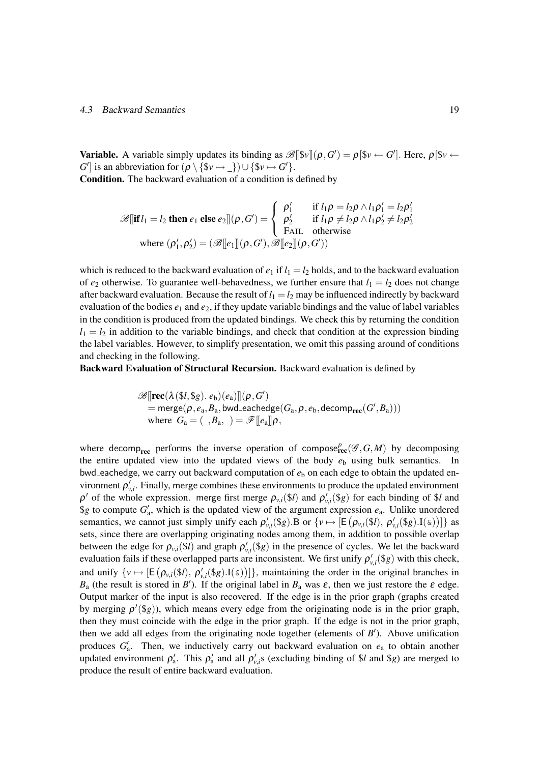**Variable.** A variable simply updates its binding as $\mathscr{B}[\![\$v]\!](\rho, G') = \rho[\$v \leftarrow G']$. Here, $\rho[\$v \leftarrow G']$ is an abbreviation for $(\rho \setminus \{\$v \mapsto \_\}) \cup \{\$v \mapsto G'\}$.

**Condition.** The backward evaluation of a condition is defined by

$$\mathscr{B}[\![\textbf{if}\, l_1 = l_2 \textbf{ then } e_1 \textbf{ else } e_2]\!](\rho, G') = \begin{cases} \rho_1' & \text{if } l_1\rho = l_2\rho \wedge l_1\rho_1' = l_2\rho_1' \\ \rho_2' & \text{if } l_1\rho \neq l_2\rho \wedge l_1\rho_2' \neq l_2\rho_2' \\ \textsc{Fail} & \text{otherwise} \end{cases}$$
$$\text{where } (\rho_1', \rho_2') = (\mathscr{B}[\![e_1]\!](\rho, G'), \mathscr{B}[\![e_2]\!](\rho, G'))$$

which is reduced to the backward evaluation of $e_1$ if $l_1 = l_2$ holds, and to the backward evaluation of $e_2$ otherwise. To guarantee well-behavedness, we further ensure that $l_1 = l_2$ does not change after backward evaluation. Because the result of $l_1 = l_2$ may be influenced indirectly by backward evaluation of the bodies $e_1$ and $e_2$, if they update variable bindings and the value of label variables in the condition is produced from the updated bindings. We check this by returning the condition $l_1 = l_2$ in addition to the variable bindings, and check that condition at the expression binding the label variables. However, to simplify presentation, we omit this passing around of conditions and checking in the following.

**Backward Evaluation of Structural Recursion.** Backward evaluation is defined by

$$\begin{aligned} &\mathscr{B}[\![\textbf{rec}(\lambda(\$l,\$g).\ e_\text{b})(e_\text{a})]\!](\rho, G') \\ &= \mathsf{merge}(\rho, e_\text{a}, B_\text{a}, \mathsf{bwd\_eachedge}(G_\text{a}, \rho, e_\text{b}, \mathsf{decomp}_{\textbf{rec}}(G', B_\text{a}))) \\ &\text{where } G_\text{a} = (\_, B_\text{a}, \_) = \mathscr{F}[\![e_\text{a}]\!]\rho, \end{aligned}$$

where $\mathsf{decomp}_{\textbf{rec}}$ performs the inverse operation of $\mathsf{compose}^{p}_{\textbf{rec}}(\mathscr{G}, G, M)$ by decomposing the entire updated view into the updated views of the body $e_\text{b}$ using bulk semantics. In $\mathsf{bwd\_eachedge}$, we carry out backward computation of $e_\text{b}$ on each edge to obtain the updated environment $\rho'_{v,i}$. Finally, $\mathsf{merge}$ combines these environments to produce the updated environment $\rho'$ of the whole expression. $\mathsf{merge}$ first merge $\rho_{v,i}(\$l)$ and $\rho'_{v,i}(\$g)$ for each binding of $\$l$ and $\$g$ to compute $G'_\text{a}$, which is the updated view of the argument expression $e_\text{a}$. Unlike unordered semantics, we cannot just simply unify each $\rho'_{v,i}(\$g).\text{B}$ or $\{v \mapsto [\mathsf{E}(\rho_{v,i}(\$l),\ \rho'_{v,i}(\$g).\text{I}(\&))]\}$ as sets, since there are overlapping originating nodes among them, in addition to possible overlap between the edge for $\rho_{v,i}(\$l)$ and graph $\rho'_{v,i}(\$g)$ in the presence of cycles. We let the backward evaluation fails if these overlapped parts are inconsistent. We first unify $\rho'_{v,i}(\$g)$ with this check, and unify $\{v \mapsto [\mathsf{E}(\rho_{v,i}(\$l),\ \rho'_{v,i}(\$g).\text{I}(\&))]\}$, maintaining the order in the original branches in $B_\text{a}$ (the result is stored in $B'$). If the original label in $B_\text{a}$ was $\varepsilon$, then we just restore the $\varepsilon$ edge. Output marker of the input is also recovered. If the edge is in the prior graph (graphs created by merging $\rho'(\$g)$), which means every edge from the originating node is in the prior graph, then they must coincide with the edge in the prior graph. If the edge is not in the prior graph, then we add all edges from the originating node together (elements of $B'$). Above unification produces $G'_\text{a}$. Then, we inductively carry out backward evaluation on $e_\text{a}$ to obtain another updated environment $\rho'_\text{a}$. This $\rho'_\text{a}$ and all $\rho'_{v,i}$s (excluding binding of $\$l$ and $\$g$) are merged to produce the result of entire backward evaluation.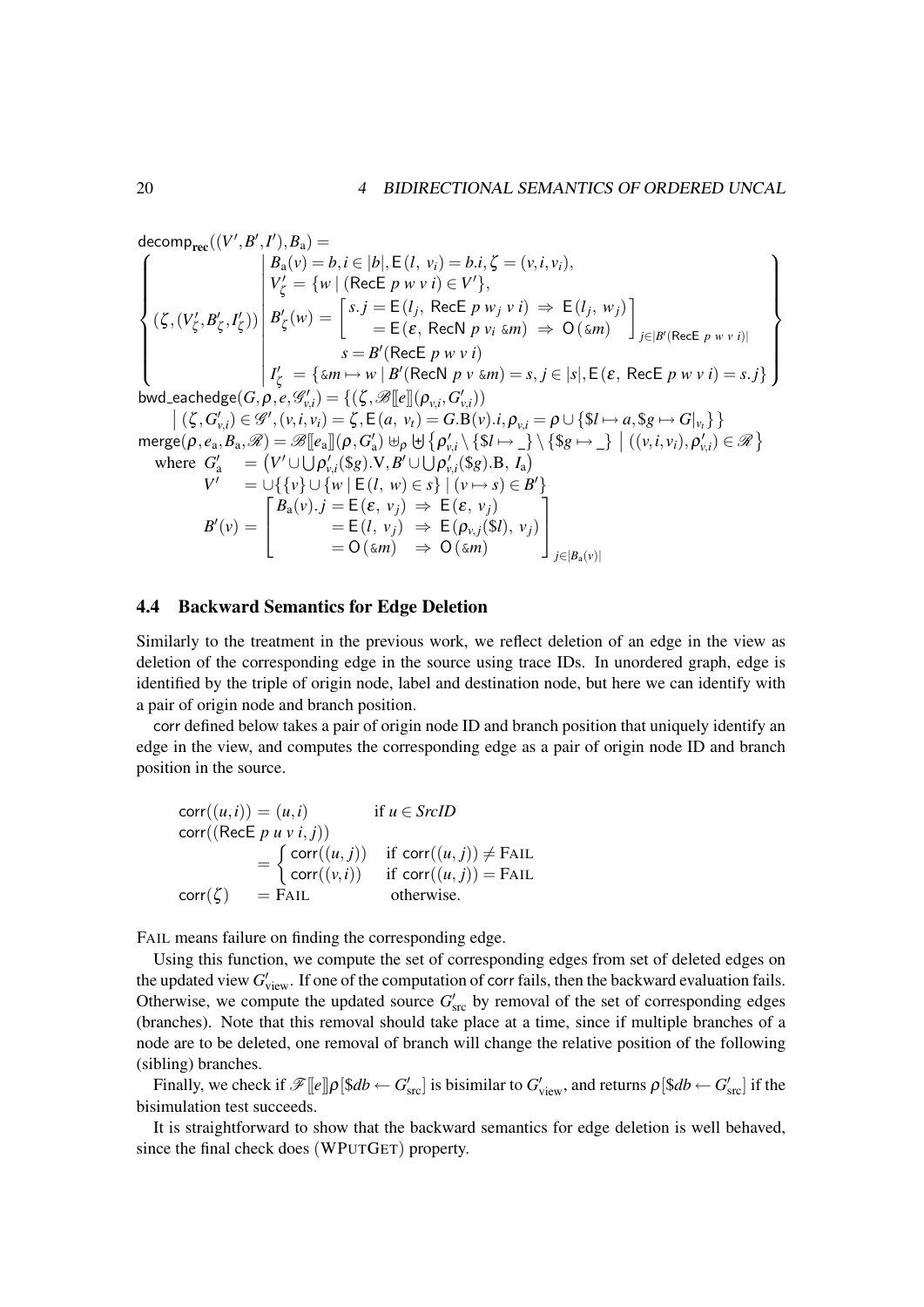$$
\mathsf{decomp_{rec}}((V',B',I'),B_{\mathrm{a}}) = \left\{ (\zeta,(V'_\zeta,B'_\zeta,I'_\zeta)) \;\middle|\; \begin{array}{l} B_{\mathrm{a}}(v) = b, i \in |b|, \mathsf{E}(l,\ v_i) = b.i, \zeta = (v,i,v_i), \\ V'_\zeta = \{w \mid (\mathsf{RecE}\ p\ w\ v\ i) \in V'\}, \\ B'_\zeta(w) = \left[ \begin{array}{l} s.j = \mathsf{E}(l_j,\ \mathsf{RecE}\ p\ w_j\ v\ i) \Rightarrow \mathsf{E}(l_j,\ w_j) \\ \quad = \mathsf{E}(\varepsilon,\ \mathsf{RecN}\ p\ v_i\ \&m) \Rightarrow \mathsf{O}(\&m) \end{array} \right]_{j \in |B'(\mathsf{RecE}\ p\ w\ v\ i)|} \\ \qquad s = B'(\mathsf{RecE}\ p\ w\ v\ i) \\ I'_\zeta = \{\&m \mapsto w \mid B'(\mathsf{RecN}\ p\ v\ \&m) = s, j \in |s|, \mathsf{E}(\varepsilon,\ \mathsf{RecE}\ p\ w\ v\ i) = s.j\} \end{array} \right\}
$$

$$
\begin{array}{l}
\mathsf{bwd\_eachedge}(G,\rho,e,\mathscr{G}'_{v,i}) = \{(\zeta,\mathscr{B}[\![e]\!](\rho_{v,i},G'_{v,i})) \\
\quad \mid (\zeta,G'_{v,i}) \in \mathscr{G}', (v,i,v_i) = \zeta, \mathsf{E}(a,\ v_t) = G.\mathrm{B}(v).i, \rho_{v,i} = \rho \cup \{\$l \mapsto a, \$g \mapsto G|_{v_t}\}\} \\
\mathsf{merge}(\rho,e_{\mathrm{a}},B_{\mathrm{a}},\mathscr{R}) = \mathscr{B}[\![e_{\mathrm{a}}]\!](\rho,G'_{\mathrm{a}}) \uplus_\rho \biguplus \left\{\rho'_{v,i} \setminus \{\$l \mapsto \_\} \setminus \{\$g \mapsto \_\} \;\middle|\; ((v,i,v_i),\rho'_{v,i}) \in \mathscr{R} \right\} \\
\quad \text{where } G'_{\mathrm{a}} \ = \left(V' \cup \bigcup \rho'_{v,i}(\$g).\mathrm{V}, B' \cup \bigcup \rho'_{v,i}(\$g).\mathrm{B},\ I_{\mathrm{a}}\right) \\
\qquad\qquad V' \ \ = \cup\{\{v\} \cup \{w \mid \mathsf{E}(l,\ w) \in s\} \mid (v \mapsto s) \in B'\} \\
\qquad\qquad B'(v) = \left[ \begin{array}{l} B_{\mathrm{a}}(v).j = \mathsf{E}(\varepsilon,\ v_j) \Rightarrow \mathsf{E}(\varepsilon,\ v_j) \\ \qquad\quad = \mathsf{E}(l,\ v_j) \Rightarrow \mathsf{E}(\rho_{v,j}(\$l),\ v_j) \\ \qquad\quad = \mathsf{O}(\&m) \quad \Rightarrow \mathsf{O}(\&m) \end{array} \right]_{j \in |B_{\mathrm{a}}(v)|}
\end{array}
$$

## 4.4 Backward Semantics for Edge Deletion

Similarly to the treatment in the previous work, we reflect deletion of an edge in the view as deletion of the corresponding edge in the source using trace IDs. In unordered graph, edge is identified by the triple of origin node, label and destination node, but here we can identify with a pair of origin node and branch position.

corr defined below takes a pair of origin node ID and branch position that uniquely identify an edge in the view, and computes the corresponding edge as a pair of origin node ID and branch position in the source.

$$
\begin{array}{ll}
\mathsf{corr}((u,i)) = (u,i) & \text{if } u \in \mathit{SrcID} \\
\mathsf{corr}((\mathsf{RecE}\ p\ u\ v\ i,\ j)) & \\
\qquad\quad = \left\{ \begin{array}{ll} \mathsf{corr}((u,j)) & \text{if } \mathsf{corr}((u,j)) \neq \textsc{Fail} \\ \mathsf{corr}((v,i)) & \text{if } \mathsf{corr}((u,j)) = \textsc{Fail} \end{array} \right. & \\
\mathsf{corr}(\zeta) \quad\ = \textsc{Fail} & \text{otherwise.}
\end{array}
$$

FAIL means failure on finding the corresponding edge.

Using this function, we compute the set of corresponding edges from set of deleted edges on the updated view $G'_{\mathrm{view}}$. If one of the computation of corr fails, then the backward evaluation fails. Otherwise, we compute the updated source $G'_{\mathrm{src}}$ by removal of the set of corresponding edges (branches). Note that this removal should take place at a time, since if multiple branches of a node are to be deleted, one removal of branch will change the relative position of the following (sibling) branches.

Finally, we check if $\mathscr{F}[\![e]\!]\rho[\$db \leftarrow G'_{\mathrm{src}}]$ is bisimilar to $G'_{\mathrm{view}}$, and returns $\rho[\$db \leftarrow G'_{\mathrm{src}}]$ if the bisimulation test succeeds.

It is straightforward to show that the backward semantics for edge deletion is well behaved, since the final check does (WPUTGET) property.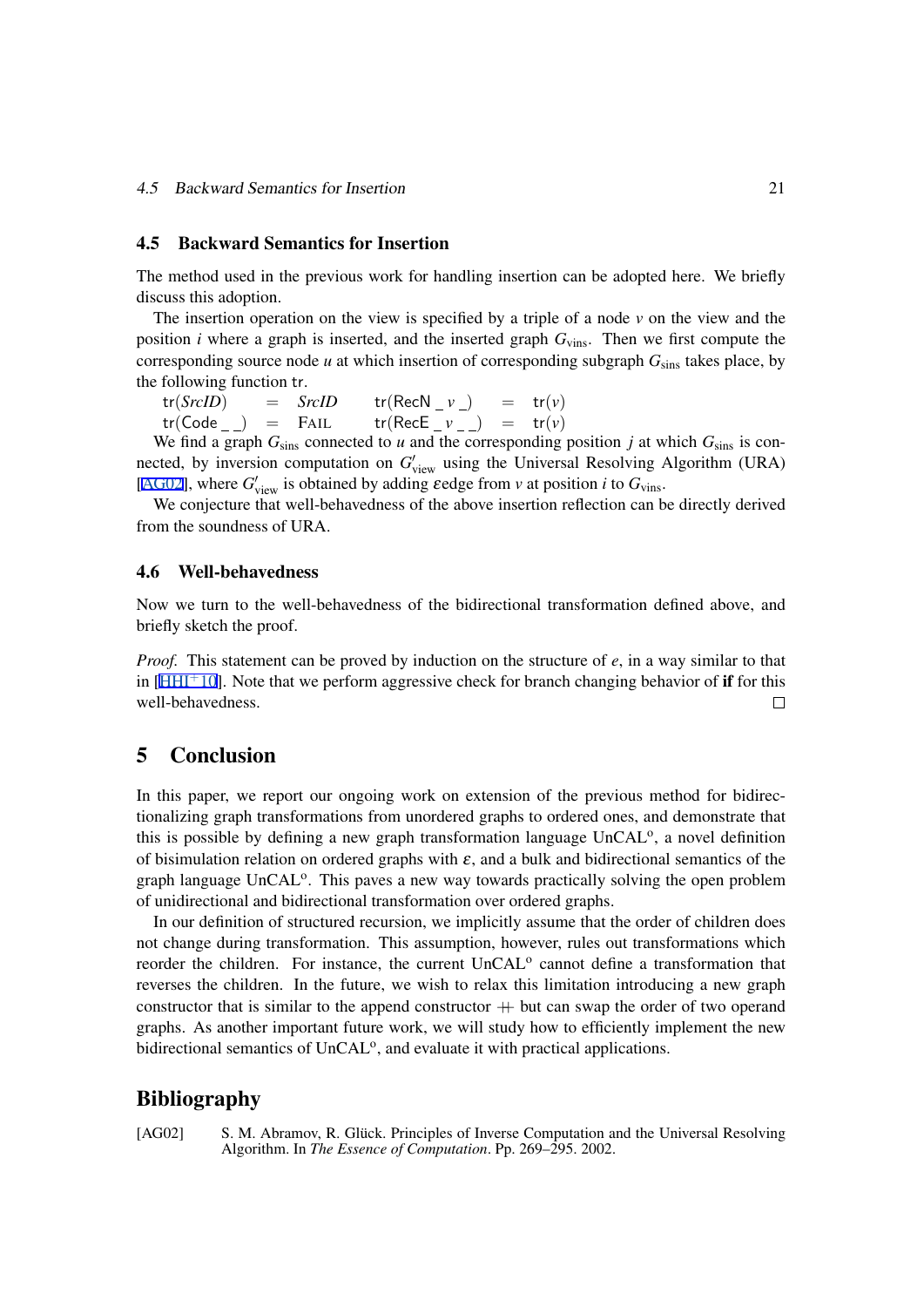## 4.5 Backward Semantics for Insertion

The method used in the previous work for handling insertion can be adopted here. We briefly discuss this adoption.

The insertion operation on the view is specified by a triple of a node $v$ on the view and the position $i$ where a graph is inserted, and the inserted graph $G_{\text{vins}}$. Then we first compute the corresponding source node $u$ at which insertion of corresponding subgraph $G_{\text{sins}}$ takes place, by the following function tr.

$$
\begin{array}{lllllll}
\mathsf{tr}(\mathit{SrcID}) & = & \mathit{SrcID} & & \mathsf{tr}(\mathsf{RecN}\ \_\ v\ \_) & = & \mathsf{tr}(v) \\
\mathsf{tr}(\mathsf{Code}\ \_\ \_) & = & \textsc{Fail} & & \mathsf{tr}(\mathsf{RecE}\ \_\ v\ \_\ \_) & = & \mathsf{tr}(v)
\end{array}
$$

We find a graph $G_{\text{sins}}$ connected to $u$ and the corresponding position $j$ at which $G_{\text{sins}}$ is connected, by inversion computation on $G'_{\text{view}}$ using the Universal Resolving Algorithm (URA) [AG02], where $G'_{\text{view}}$ is obtained by adding $\varepsilon$edge from $v$ at position $i$ to $G_{\text{vins}}$.

We conjecture that well-behavedness of the above insertion reflection can be directly derived from the soundness of URA.

## 4.6 Well-behavedness

Now we turn to the well-behavedness of the bidirectional transformation defined above, and briefly sketch the proof.

*Proof.* This statement can be proved by induction on the structure of $e$, in a way similar to that in [HHI+10]. Note that we perform aggressive check for branch changing behavior of **if** for this well-behavedness. □

# 5 Conclusion

In this paper, we report our ongoing work on extension of the previous method for bidirectionalizing graph transformations from unordered graphs to ordered ones, and demonstrate that this is possible by defining a new graph transformation language UnCAL$^{\text{o}}$, a novel definition of bisimulation relation on ordered graphs with $\varepsilon$, and a bulk and bidirectional semantics of the graph language UnCAL$^{\text{o}}$. This paves a new way towards practically solving the open problem of unidirectional and bidirectional transformation over ordered graphs.

In our definition of structured recursion, we implicitly assume that the order of children does not change during transformation. This assumption, however, rules out transformations which reorder the children. For instance, the current UnCAL$^{\text{o}}$ cannot define a transformation that reverses the children. In the future, we wish to relax this limitation introducing a new graph constructor that is similar to the append constructor $+\!\!+$ but can swap the order of two operand graphs. As another important future work, we will study how to efficiently implement the new bidirectional semantics of UnCAL$^{\text{o}}$, and evaluate it with practical applications.

# Bibliography

[AG02] S. M. Abramov, R. Glück. Principles of Inverse Computation and the Universal Resolving Algorithm. In *The Essence of Computation*. Pp. 269–295. 2002.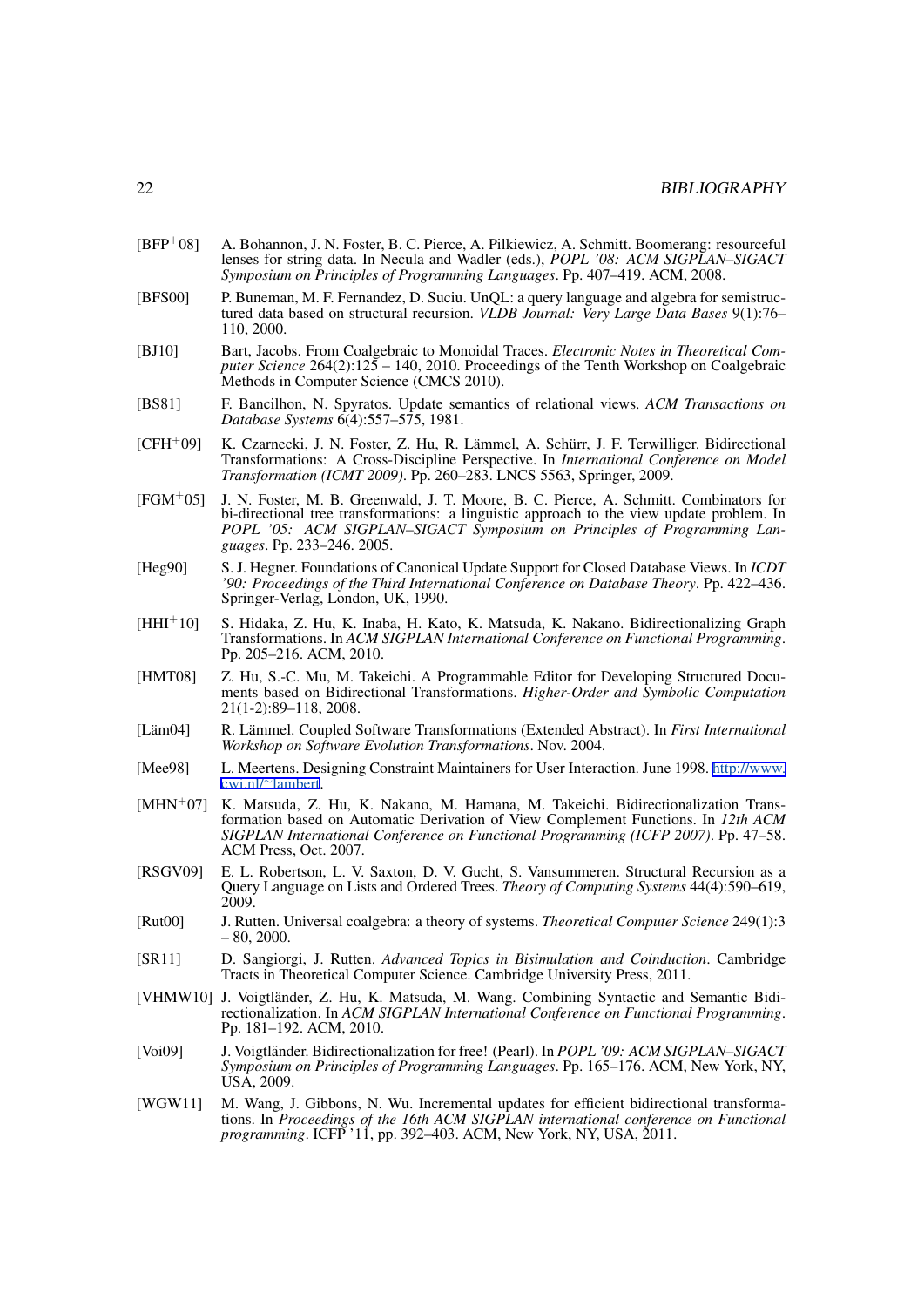[BFP[+]08] A. Bohannon, J. N. Foster, B. C. Pierce, A. Pilkiewicz, A. Schmitt. Boomerang: resourceful lenses for string data. In Necula and Wadler (eds.), *POPL '08: ACM SIGPLAN–SIGACT Symposium on Principles of Programming Languages*. Pp. 407–419. ACM, 2008.

[BFS00] P. Buneman, M. F. Fernandez, D. Suciu. UnQL: a query language and algebra for semistructured data based on structural recursion. *VLDB Journal: Very Large Data Bases* 9(1):76–110, 2000.

[BJ10] Bart, Jacobs. From Coalgebraic to Monoidal Traces. *Electronic Notes in Theoretical Computer Science* 264(2):125 – 140, 2010. Proceedings of the Tenth Workshop on Coalgebraic Methods in Computer Science (CMCS 2010).

[BS81] F. Bancilhon, N. Spyratos. Update semantics of relational views. *ACM Transactions on Database Systems* 6(4):557–575, 1981.

[CFH[+]09] K. Czarnecki, J. N. Foster, Z. Hu, R. Lämmel, A. Schürr, J. F. Terwilliger. Bidirectional Transformations: A Cross-Discipline Perspective. In *International Conference on Model Transformation (ICMT 2009)*. Pp. 260–283. LNCS 5563, Springer, 2009.

[FGM[+]05] J. N. Foster, M. B. Greenwald, J. T. Moore, B. C. Pierce, A. Schmitt. Combinators for bi-directional tree transformations: a linguistic approach to the view update problem. In *POPL '05: ACM SIGPLAN–SIGACT Symposium on Principles of Programming Languages*. Pp. 233–246. 2005.

[Heg90] S. J. Hegner. Foundations of Canonical Update Support for Closed Database Views. In *ICDT '90: Proceedings of the Third International Conference on Database Theory*. Pp. 422–436. Springer-Verlag, London, UK, 1990.

[HHI[+]10] S. Hidaka, Z. Hu, K. Inaba, H. Kato, K. Matsuda, K. Nakano. Bidirectionalizing Graph Transformations. In *ACM SIGPLAN International Conference on Functional Programming*. Pp. 205–216. ACM, 2010.

[HMT08] Z. Hu, S.-C. Mu, M. Takeichi. A Programmable Editor for Developing Structured Documents based on Bidirectional Transformations. *Higher-Order and Symbolic Computation* 21(1-2):89–118, 2008.

[Läm04] R. Lämmel. Coupled Software Transformations (Extended Abstract). In *First International Workshop on Software Evolution Transformations*. Nov. 2004.

[Mee98] L. Meertens. Designing Constraint Maintainers for User Interaction. June 1998. http://www.cwi.nl/~lambert.

[MHN[+]07] K. Matsuda, Z. Hu, K. Nakano, M. Hamana, M. Takeichi. Bidirectionalization Transformation based on Automatic Derivation of View Complement Functions. In *12th ACM SIGPLAN International Conference on Functional Programming (ICFP 2007)*. Pp. 47–58. ACM Press, Oct. 2007.

[RSGV09] E. L. Robertson, L. V. Saxton, D. V. Gucht, S. Vansummeren. Structural Recursion as a Query Language on Lists and Ordered Trees. *Theory of Computing Systems* 44(4):590–619, 2009.

[Rut00] J. Rutten. Universal coalgebra: a theory of systems. *Theoretical Computer Science* 249(1):3 – 80, 2000.

[SR11] D. Sangiorgi, J. Rutten. *Advanced Topics in Bisimulation and Coinduction*. Cambridge Tracts in Theoretical Computer Science. Cambridge University Press, 2011.

[VHMW10] J. Voigtländer, Z. Hu, K. Matsuda, M. Wang. Combining Syntactic and Semantic Bidirectionalization. In *ACM SIGPLAN International Conference on Functional Programming*. Pp. 181–192. ACM, 2010.

[Voi09] J. Voigtländer. Bidirectionalization for free! (Pearl). In *POPL '09: ACM SIGPLAN–SIGACT Symposium on Principles of Programming Languages*. Pp. 165–176. ACM, New York, NY, USA, 2009.

[WGW11] M. Wang, J. Gibbons, N. Wu. Incremental updates for efficient bidirectional transformations. In *Proceedings of the 16th ACM SIGPLAN international conference on Functional programming*. ICFP '11, pp. 392–403. ACM, New York, NY, USA, 2011.